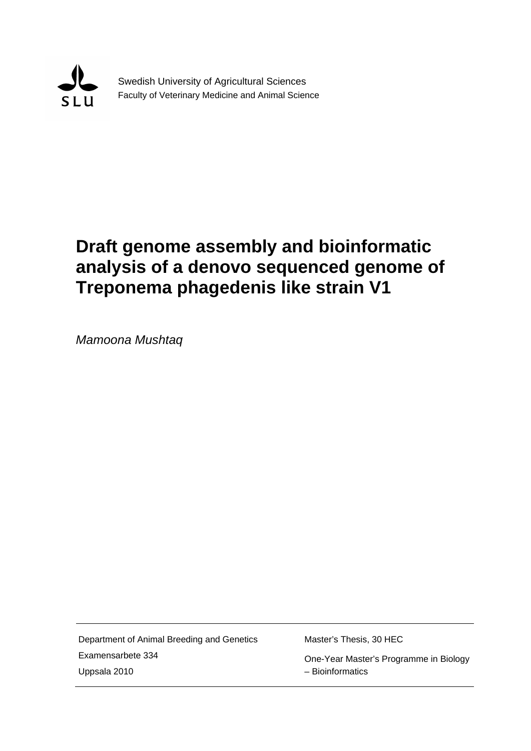Swedish University of Agricultural Sciences
Faculty of Veterinary Medicine and Animal Science

# Draft genome assembly and bioinformatic analysis of a denovo sequenced genome of Treponema phagedenis like strain V1

*Mamoona Mushtaq*

| | |
|---|---|
| Department of Animal Breeding and Genetics | Master's Thesis, 30 HEC |
| Examensarbete 334 | One-Year Master's Programme in Biology – Bioinformatics |
| Uppsala 2010 | |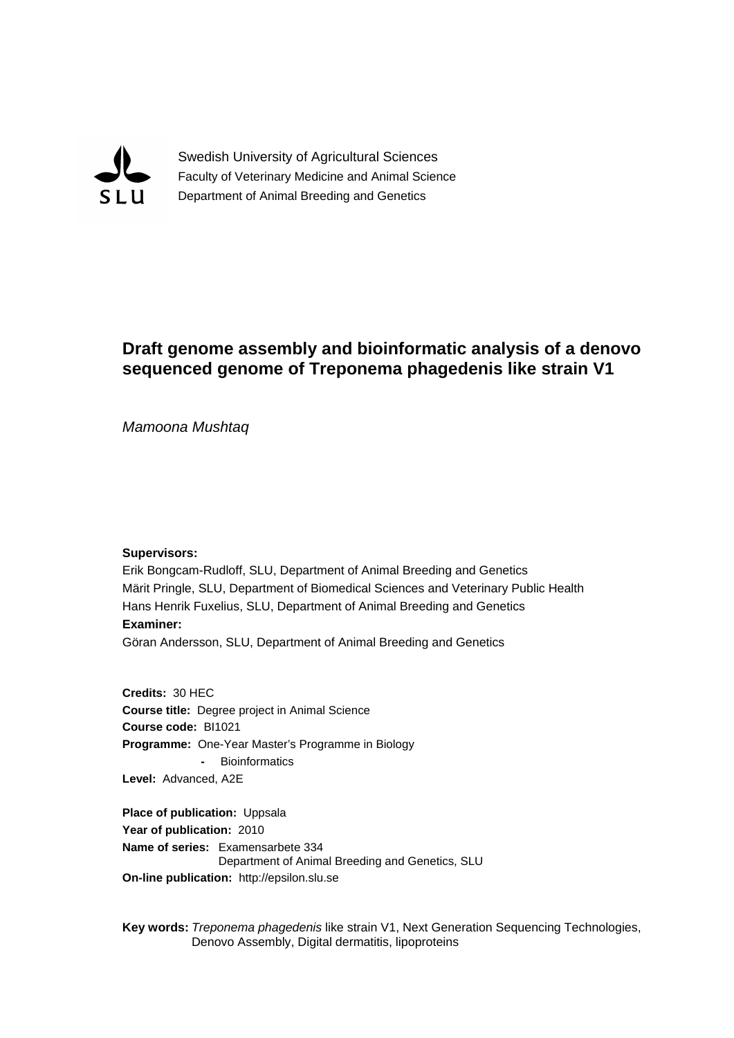Swedish University of Agricultural Sciences
Faculty of Veterinary Medicine and Animal Science
Department of Animal Breeding and Genetics

# Draft genome assembly and bioinformatic analysis of a denovo sequenced genome of Treponema phagedenis like strain V1

*Mamoona Mushtaq*

**Supervisors:**

Erik Bongcam-Rudloff, SLU, Department of Animal Breeding and Genetics
Märit Pringle, SLU, Department of Biomedical Sciences and Veterinary Public Health
Hans Henrik Fuxelius, SLU, Department of Animal Breeding and Genetics

**Examiner:**

Göran Andersson, SLU, Department of Animal Breeding and Genetics

**Credits:** 30 HEC
**Course title:** Degree project in Animal Science
**Course code:** BI1021
**Programme:** One-Year Master's Programme in Biology
- Bioinformatics

**Level:** Advanced, A2E

**Place of publication:** Uppsala
**Year of publication:** 2010
**Name of series:** Examensarbete 334
Department of Animal Breeding and Genetics, SLU
**On-line publication:** http://epsilon.slu.se

**Key words:** *Treponema phagedenis* like strain V1, Next Generation Sequencing Technologies, Denovo Assembly, Digital dermatitis, lipoproteins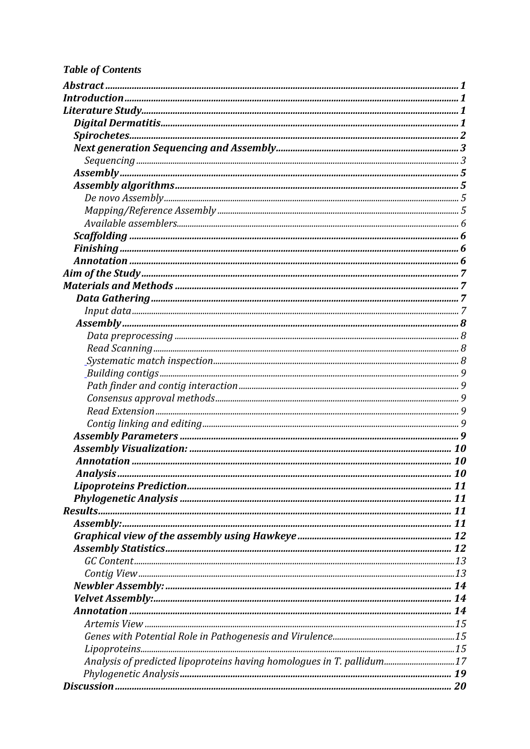*Table of Contents*

- **Abstract** ........ 1
- **Introduction** ........ 1
- **Literature Study** ........ 1
  - **Digital Dermatitis** ........ 1
  - **Spirochetes** ........ 2
  - **Next generation Sequencing and Assembly** ........ 3
    - *Sequencing* ........ 3
  - **Assembly** ........ 5
  - **Assembly algorithms** ........ 5
    - *De novo Assembly* ........ 5
    - *Mapping/Reference Assembly* ........ 5
    - *Available assemblers* ........ 6
  - **Scaffolding** ........ 6
  - **Finishing** ........ 6
  - **Annotation** ........ 6
- **Aim of the Study** ........ 7
- **Materials and Methods** ........ 7
  - **Data Gathering** ........ 7
    - *Input data* ........ 7
  - **Assembly** ........ 8
    - *Data preprocessing* ........ 8
    - *Read Scanning* ........ 8
    - *Systematic match inspection* ........ 8
    - *Building contigs* ........ 9
    - *Path finder and contig interaction* ........ 9
    - *Consensus approval methods* ........ 9
    - *Read Extension* ........ 9
    - *Contig linking and editing* ........ 9
  - **Assembly Parameters** ........ 9
  - **Assembly Visualization:** ........ 10
  - **Annotation** ........ 10
  - **Analysis** ........ 10
  - **Lipoproteins Prediction** ........ 11
  - **Phylogenetic Analysis** ........ 11
- **Results** ........ 11
  - **Assembly:** ........ 11
  - **Graphical view of the assembly using Hawkeye** ........ 12
  - **Assembly Statistics** ........ 12
    - *GC Content* ........ 13
    - *Contig View* ........ 13
  - **Newbler Assembly:** ........ 14
  - **Velvet Assembly:** ........ 14
  - **Annotation** ........ 14
    - *Artemis View* ........ 15
    - *Genes with Potential Role in Pathogenesis and Virulence* ........ 15
    - *Lipoproteins* ........ 15
    - *Analysis of predicted lipoproteins having homologues in T. pallidum* ........ 17
    - *Phylogenetic Analysis* ........ 19
- **Discussion** ........ 20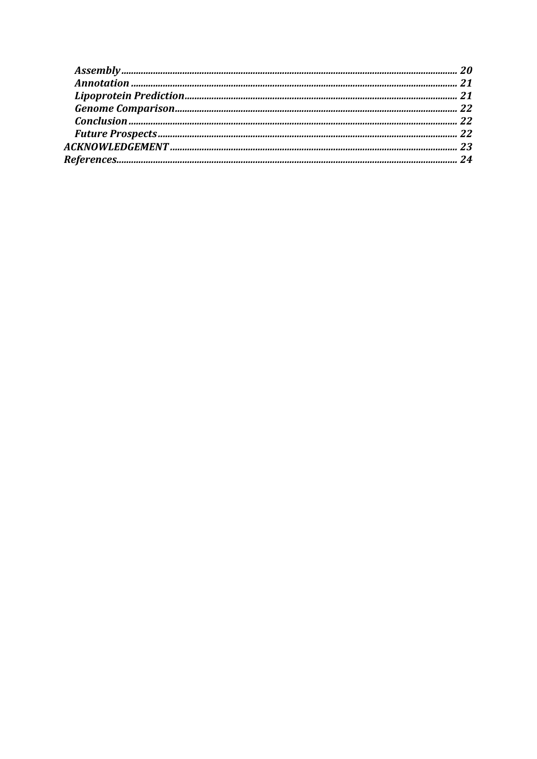*Assembly* ........................................................................................................................................ *20*
*Annotation* ..................................................................................................................................... *21*
*Lipoprotein Prediction*............................................................................................................... *21*
*Genome Comparison*................................................................................................................... *22*
*Conclusion* ..................................................................................................................................... *22*
*Future Prospects* ......................................................................................................................... *22*
*ACKNOWLEDGEMENT* .................................................................................................................... *23*
*References*.......................................................................................................................................... *24*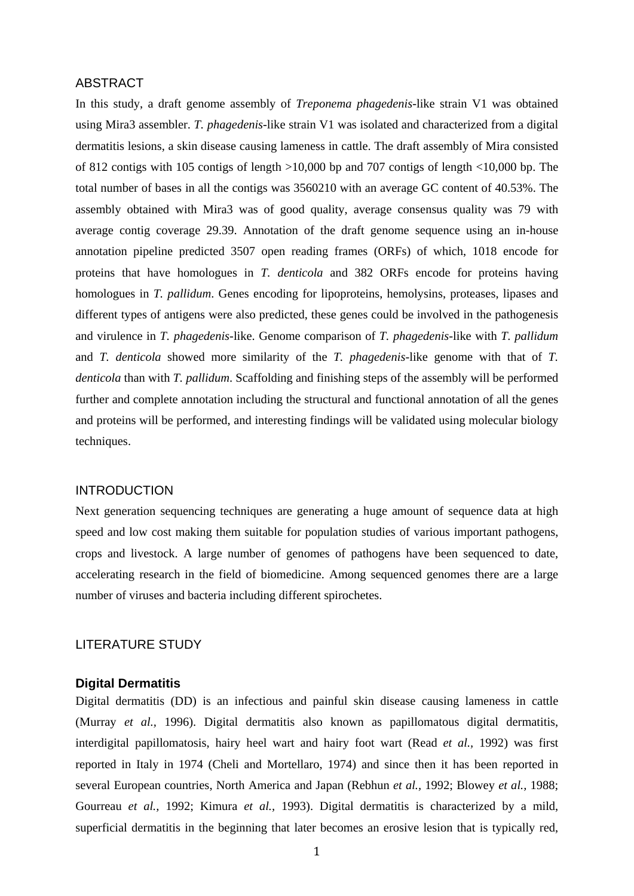## ABSTRACT

In this study, a draft genome assembly of *Treponema phagedenis*-like strain V1 was obtained using Mira3 assembler. *T. phagedenis*-like strain V1 was isolated and characterized from a digital dermatitis lesions, a skin disease causing lameness in cattle. The draft assembly of Mira consisted of 812 contigs with 105 contigs of length >10,000 bp and 707 contigs of length <10,000 bp. The total number of bases in all the contigs was 3560210 with an average GC content of 40.53%. The assembly obtained with Mira3 was of good quality, average consensus quality was 79 with average contig coverage 29.39. Annotation of the draft genome sequence using an in-house annotation pipeline predicted 3507 open reading frames (ORFs) of which, 1018 encode for proteins that have homologues in *T. denticola* and 382 ORFs encode for proteins having homologues in *T. pallidum*. Genes encoding for lipoproteins, hemolysins, proteases, lipases and different types of antigens were also predicted, these genes could be involved in the pathogenesis and virulence in *T. phagedenis*-like. Genome comparison of *T. phagedenis*-like with *T. pallidum* and *T. denticola* showed more similarity of the *T. phagedenis*-like genome with that of *T. denticola* than with *T. pallidum*. Scaffolding and finishing steps of the assembly will be performed further and complete annotation including the structural and functional annotation of all the genes and proteins will be performed, and interesting findings will be validated using molecular biology techniques.

## INTRODUCTION

Next generation sequencing techniques are generating a huge amount of sequence data at high speed and low cost making them suitable for population studies of various important pathogens, crops and livestock. A large number of genomes of pathogens have been sequenced to date, accelerating research in the field of biomedicine. Among sequenced genomes there are a large number of viruses and bacteria including different spirochetes.

## LITERATURE STUDY

### Digital Dermatitis

Digital dermatitis (DD) is an infectious and painful skin disease causing lameness in cattle (Murray *et al.,* 1996). Digital dermatitis also known as papillomatous digital dermatitis, interdigital papillomatosis, hairy heel wart and hairy foot wart (Read *et al.,* 1992) was first reported in Italy in 1974 (Cheli and Mortellaro, 1974) and since then it has been reported in several European countries, North America and Japan (Rebhun *et al.,* 1992; Blowey *et al.,* 1988; Gourreau *et al.,* 1992; Kimura *et al.,* 1993). Digital dermatitis is characterized by a mild, superficial dermatitis in the beginning that later becomes an erosive lesion that is typically red,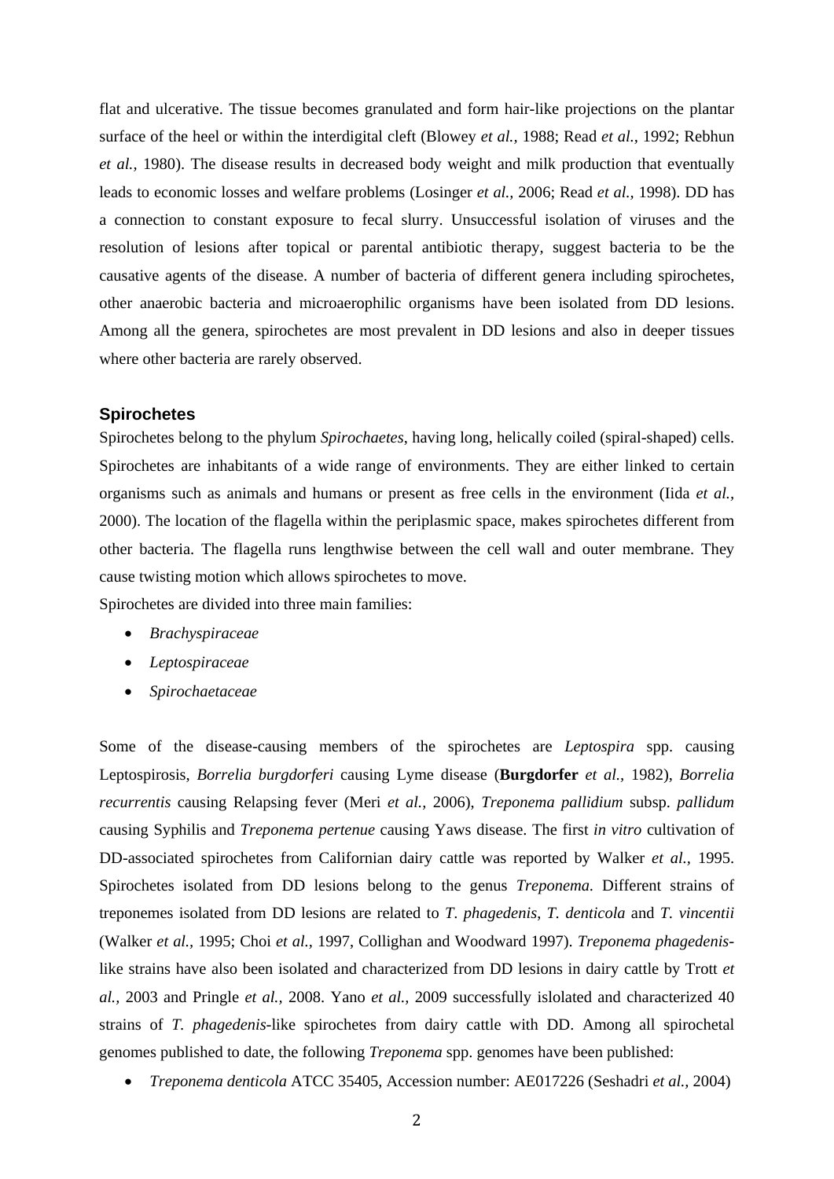flat and ulcerative. The tissue becomes granulated and form hair-like projections on the plantar surface of the heel or within the interdigital cleft (Blowey *et al.,* 1988; Read *et al.,* 1992; Rebhun *et al.,* 1980). The disease results in decreased body weight and milk production that eventually leads to economic losses and welfare problems (Losinger *et al.,* 2006; Read *et al.,* 1998). DD has a connection to constant exposure to fecal slurry. Unsuccessful isolation of viruses and the resolution of lesions after topical or parental antibiotic therapy, suggest bacteria to be the causative agents of the disease. A number of bacteria of different genera including spirochetes, other anaerobic bacteria and microaerophilic organisms have been isolated from DD lesions. Among all the genera, spirochetes are most prevalent in DD lesions and also in deeper tissues where other bacteria are rarely observed.

### Spirochetes

Spirochetes belong to the phylum *Spirochaetes*, having long, helically coiled (spiral-shaped) cells. Spirochetes are inhabitants of a wide range of environments. They are either linked to certain organisms such as animals and humans or present as free cells in the environment (Iida *et al.,* 2000). The location of the flagella within the periplasmic space, makes spirochetes different from other bacteria. The flagella runs lengthwise between the cell wall and outer membrane. They cause twisting motion which allows spirochetes to move.

Spirochetes are divided into three main families:

- *Brachyspiraceae*
- *Leptospiraceae*
- *Spirochaetaceae*

Some of the disease-causing members of the spirochetes are *Leptospira* spp. causing Leptospirosis, *Borrelia burgdorferi* causing Lyme disease (**Burgdorfer** *et al.,* 1982), *Borrelia recurrentis* causing Relapsing fever (Meri *et al.,* 2006), *Treponema pallidium* subsp. *pallidum* causing Syphilis and *Treponema pertenue* causing Yaws disease. The first *in vitro* cultivation of DD-associated spirochetes from Californian dairy cattle was reported by Walker *et al.,* 1995. Spirochetes isolated from DD lesions belong to the genus *Treponema*. Different strains of treponemes isolated from DD lesions are related to *T. phagedenis*, *T. denticola* and *T. vincentii* (Walker *et al.,* 1995; Choi *et al.,* 1997, Collighan and Woodward 1997). *Treponema phagedenis*-like strains have also been isolated and characterized from DD lesions in dairy cattle by Trott *et al.,* 2003 and Pringle *et al.,* 2008. Yano *et al.,* 2009 successfully islolated and characterized 40 strains of *T. phagedenis*-like spirochetes from dairy cattle with DD. Among all spirochetal genomes published to date, the following *Treponema* spp. genomes have been published:

- *Treponema denticola* ATCC 35405, Accession number: AE017226 (Seshadri *et al.,* 2004)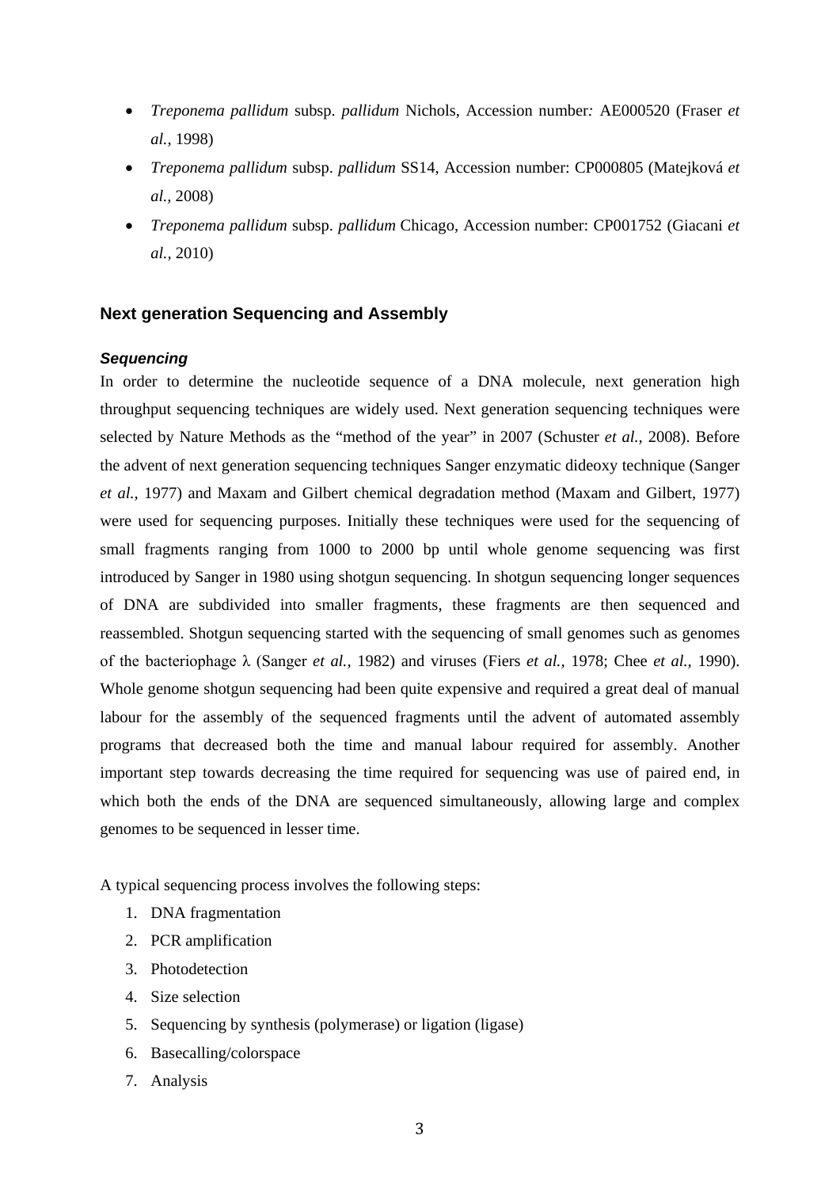- *Treponema pallidum* subsp. *pallidum* Nichols, Accession number*:* AE000520 (Fraser *et al.,* 1998)
- *Treponema pallidum* subsp. *pallidum* SS14, Accession number: CP000805 (Matejková *et al.,* 2008)
- *Treponema pallidum* subsp. *pallidum* Chicago, Accession number: CP001752 (Giacani *et al.,* 2010)

## Next generation Sequencing and Assembly

### *Sequencing*

In order to determine the nucleotide sequence of a DNA molecule, next generation high throughput sequencing techniques are widely used. Next generation sequencing techniques were selected by Nature Methods as the "method of the year" in 2007 (Schuster *et al.,* 2008). Before the advent of next generation sequencing techniques Sanger enzymatic dideoxy technique (Sanger *et al.,* 1977) and Maxam and Gilbert chemical degradation method (Maxam and Gilbert, 1977) were used for sequencing purposes. Initially these techniques were used for the sequencing of small fragments ranging from 1000 to 2000 bp until whole genome sequencing was first introduced by Sanger in 1980 using shotgun sequencing. In shotgun sequencing longer sequences of DNA are subdivided into smaller fragments, these fragments are then sequenced and reassembled. Shotgun sequencing started with the sequencing of small genomes such as genomes of the bacteriophage λ (Sanger *et al.,* 1982) and viruses (Fiers *et al.,* 1978; Chee *et al.,* 1990). Whole genome shotgun sequencing had been quite expensive and required a great deal of manual labour for the assembly of the sequenced fragments until the advent of automated assembly programs that decreased both the time and manual labour required for assembly. Another important step towards decreasing the time required for sequencing was use of paired end, in which both the ends of the DNA are sequenced simultaneously, allowing large and complex genomes to be sequenced in lesser time.

A typical sequencing process involves the following steps:

1. DNA fragmentation
2. PCR amplification
3. Photodetection
4. Size selection
5. Sequencing by synthesis (polymerase) or ligation (ligase)
6. Basecalling/colorspace
7. Analysis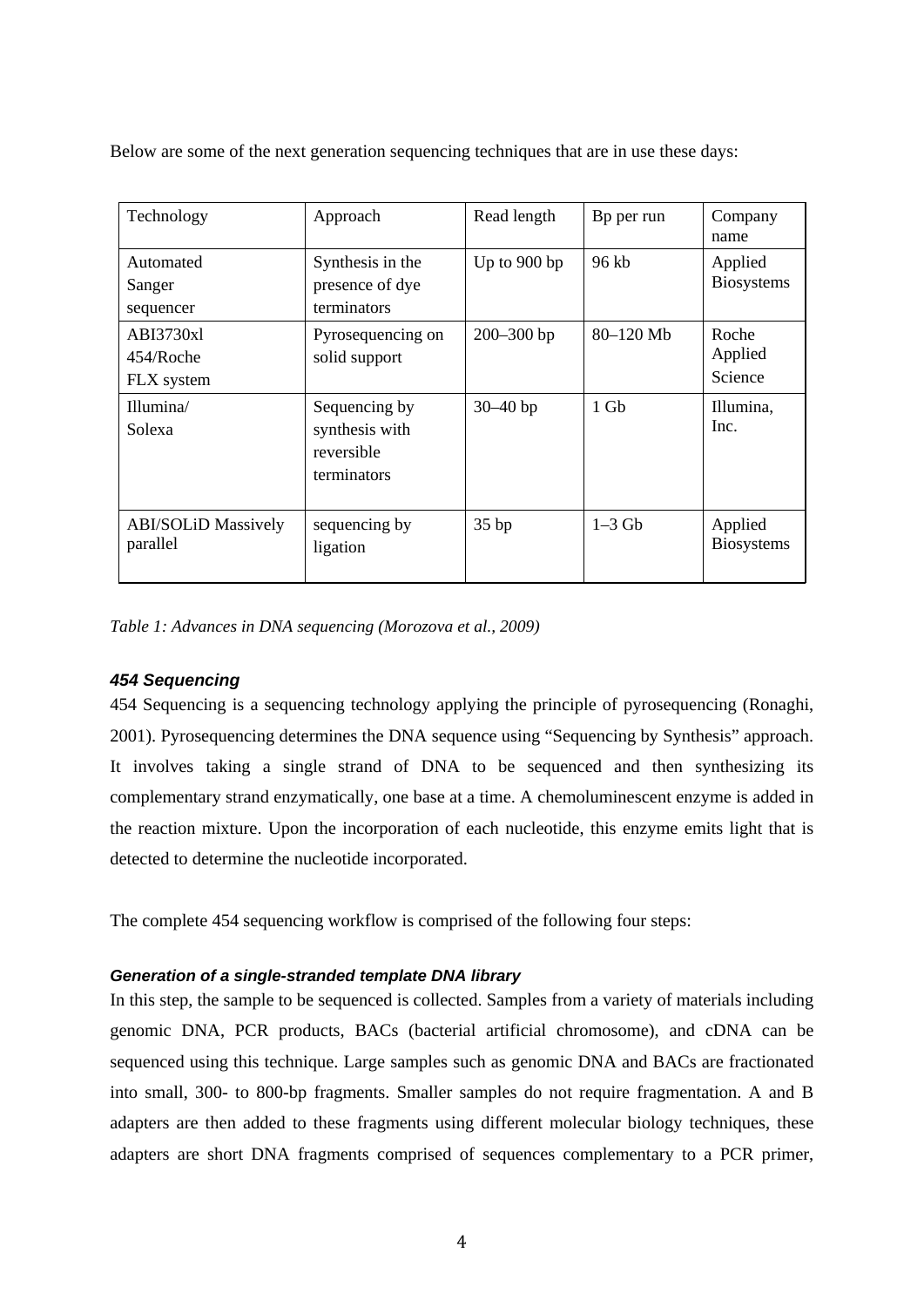Below are some of the next generation sequencing techniques that are in use these days:

| Technology | Approach | Read length | Bp per run | Company name |
| --- | --- | --- | --- | --- |
| Automated Sanger sequencer | Synthesis in the presence of dye terminators | Up to 900 bp | 96 kb | Applied Biosystems |
| ABI3730xl 454/Roche FLX system | Pyrosequencing on solid support | 200–300 bp | 80–120 Mb | Roche Applied Science |
| Illumina/ Solexa | Sequencing by synthesis with reversible terminators | 30–40 bp | 1 Gb | Illumina, Inc. |
| ABI/SOLiD Massively parallel | sequencing by ligation | 35 bp | 1–3 Gb | Applied Biosystems |

*Table 1: Advances in DNA sequencing (Morozova et al., 2009)*

### *454 Sequencing*

454 Sequencing is a sequencing technology applying the principle of pyrosequencing (Ronaghi, 2001). Pyrosequencing determines the DNA sequence using "Sequencing by Synthesis" approach. It involves taking a single strand of DNA to be sequenced and then synthesizing its complementary strand enzymatically, one base at a time. A chemoluminescent enzyme is added in the reaction mixture. Upon the incorporation of each nucleotide, this enzyme emits light that is detected to determine the nucleotide incorporated.

The complete 454 sequencing workflow is comprised of the following four steps:

#### *Generation of a single-stranded template DNA library*

In this step, the sample to be sequenced is collected. Samples from a variety of materials including genomic DNA, PCR products, BACs (bacterial artificial chromosome), and cDNA can be sequenced using this technique. Large samples such as genomic DNA and BACs are fractionated into small, 300- to 800-bp fragments. Smaller samples do not require fragmentation. A and B adapters are then added to these fragments using different molecular biology techniques, these adapters are short DNA fragments comprised of sequences complementary to a PCR primer,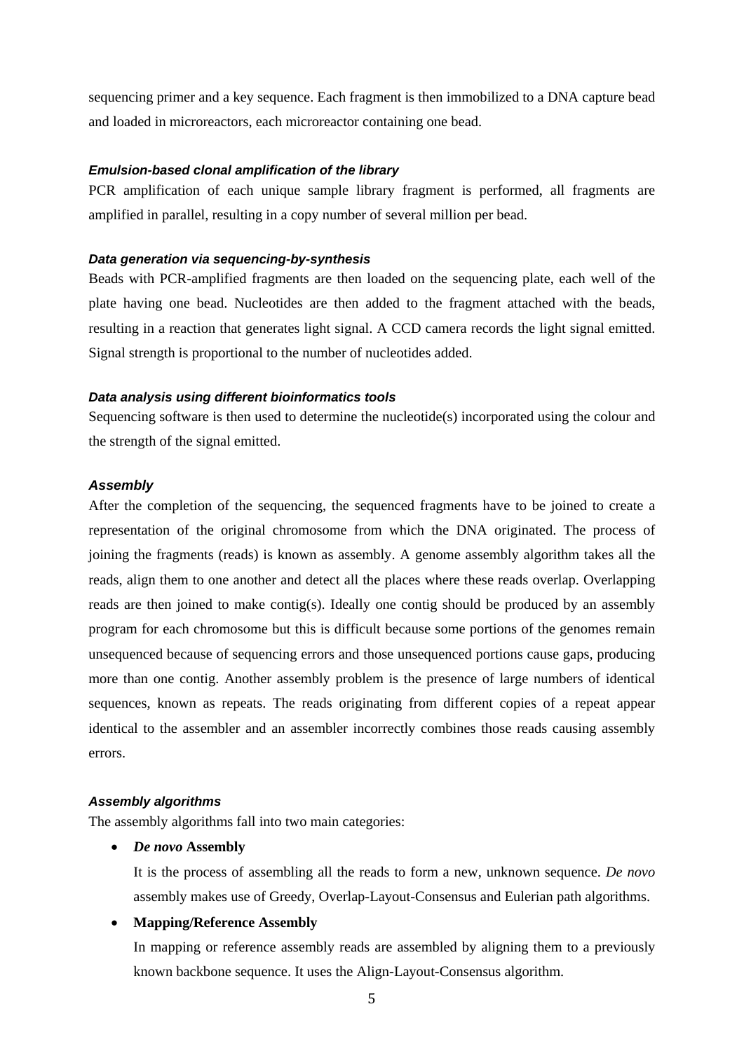sequencing primer and a key sequence. Each fragment is then immobilized to a DNA capture bead and loaded in microreactors, each microreactor containing one bead.

#### *Emulsion-based clonal amplification of the library*

PCR amplification of each unique sample library fragment is performed, all fragments are amplified in parallel, resulting in a copy number of several million per bead.

#### *Data generation via sequencing-by-synthesis*

Beads with PCR-amplified fragments are then loaded on the sequencing plate, each well of the plate having one bead. Nucleotides are then added to the fragment attached with the beads, resulting in a reaction that generates light signal. A CCD camera records the light signal emitted. Signal strength is proportional to the number of nucleotides added.

#### *Data analysis using different bioinformatics tools*

Sequencing software is then used to determine the nucleotide(s) incorporated using the colour and the strength of the signal emitted.

#### *Assembly*

After the completion of the sequencing, the sequenced fragments have to be joined to create a representation of the original chromosome from which the DNA originated. The process of joining the fragments (reads) is known as assembly. A genome assembly algorithm takes all the reads, align them to one another and detect all the places where these reads overlap. Overlapping reads are then joined to make contig(s). Ideally one contig should be produced by an assembly program for each chromosome but this is difficult because some portions of the genomes remain unsequenced because of sequencing errors and those unsequenced portions cause gaps, producing more than one contig. Another assembly problem is the presence of large numbers of identical sequences, known as repeats. The reads originating from different copies of a repeat appear identical to the assembler and an assembler incorrectly combines those reads causing assembly errors.

#### *Assembly algorithms*

The assembly algorithms fall into two main categories:

- ***De novo* Assembly**

  It is the process of assembling all the reads to form a new, unknown sequence. *De novo* assembly makes use of Greedy, Overlap-Layout-Consensus and Eulerian path algorithms.

- **Mapping/Reference Assembly**

  In mapping or reference assembly reads are assembled by aligning them to a previously known backbone sequence. It uses the Align-Layout-Consensus algorithm.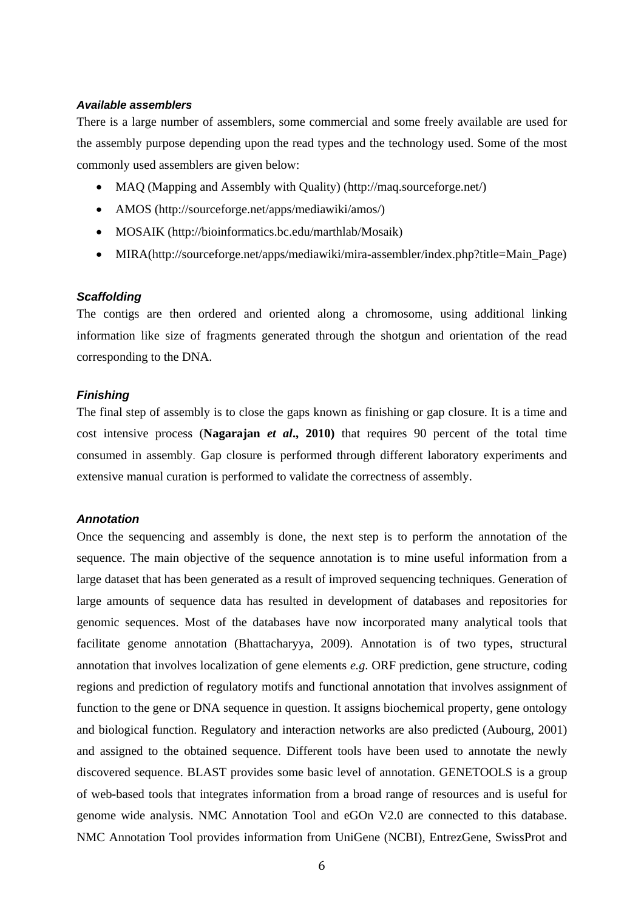### *Available assemblers*

There is a large number of assemblers, some commercial and some freely available are used for the assembly purpose depending upon the read types and the technology used. Some of the most commonly used assemblers are given below:

- MAQ (Mapping and Assembly with Quality) (http://maq.sourceforge.net/)
- AMOS (http://sourceforge.net/apps/mediawiki/amos/)
- MOSAIK (http://bioinformatics.bc.edu/marthlab/Mosaik)
- MIRA(http://sourceforge.net/apps/mediawiki/mira-assembler/index.php?title=Main_Page)

### *Scaffolding*

The contigs are then ordered and oriented along a chromosome, using additional linking information like size of fragments generated through the shotgun and orientation of the read corresponding to the DNA.

### *Finishing*

The final step of assembly is to close the gaps known as finishing or gap closure. It is a time and cost intensive process (**Nagarajan *et al*., 2010)** that requires 90 percent of the total time consumed in assembly. Gap closure is performed through different laboratory experiments and extensive manual curation is performed to validate the correctness of assembly.

### *Annotation*

Once the sequencing and assembly is done, the next step is to perform the annotation of the sequence. The main objective of the sequence annotation is to mine useful information from a large dataset that has been generated as a result of improved sequencing techniques. Generation of large amounts of sequence data has resulted in development of databases and repositories for genomic sequences. Most of the databases have now incorporated many analytical tools that facilitate genome annotation (Bhattacharyya, 2009). Annotation is of two types, structural annotation that involves localization of gene elements *e.g*. ORF prediction, gene structure, coding regions and prediction of regulatory motifs and functional annotation that involves assignment of function to the gene or DNA sequence in question. It assigns biochemical property, gene ontology and biological function. Regulatory and interaction networks are also predicted (Aubourg, 2001) and assigned to the obtained sequence. Different tools have been used to annotate the newly discovered sequence. BLAST provides some basic level of annotation. GENETOOLS is a group of web-based tools that integrates information from a broad range of resources and is useful for genome wide analysis. NMC Annotation Tool and eGOn V2.0 are connected to this database. NMC Annotation Tool provides information from UniGene (NCBI), EntrezGene, SwissProt and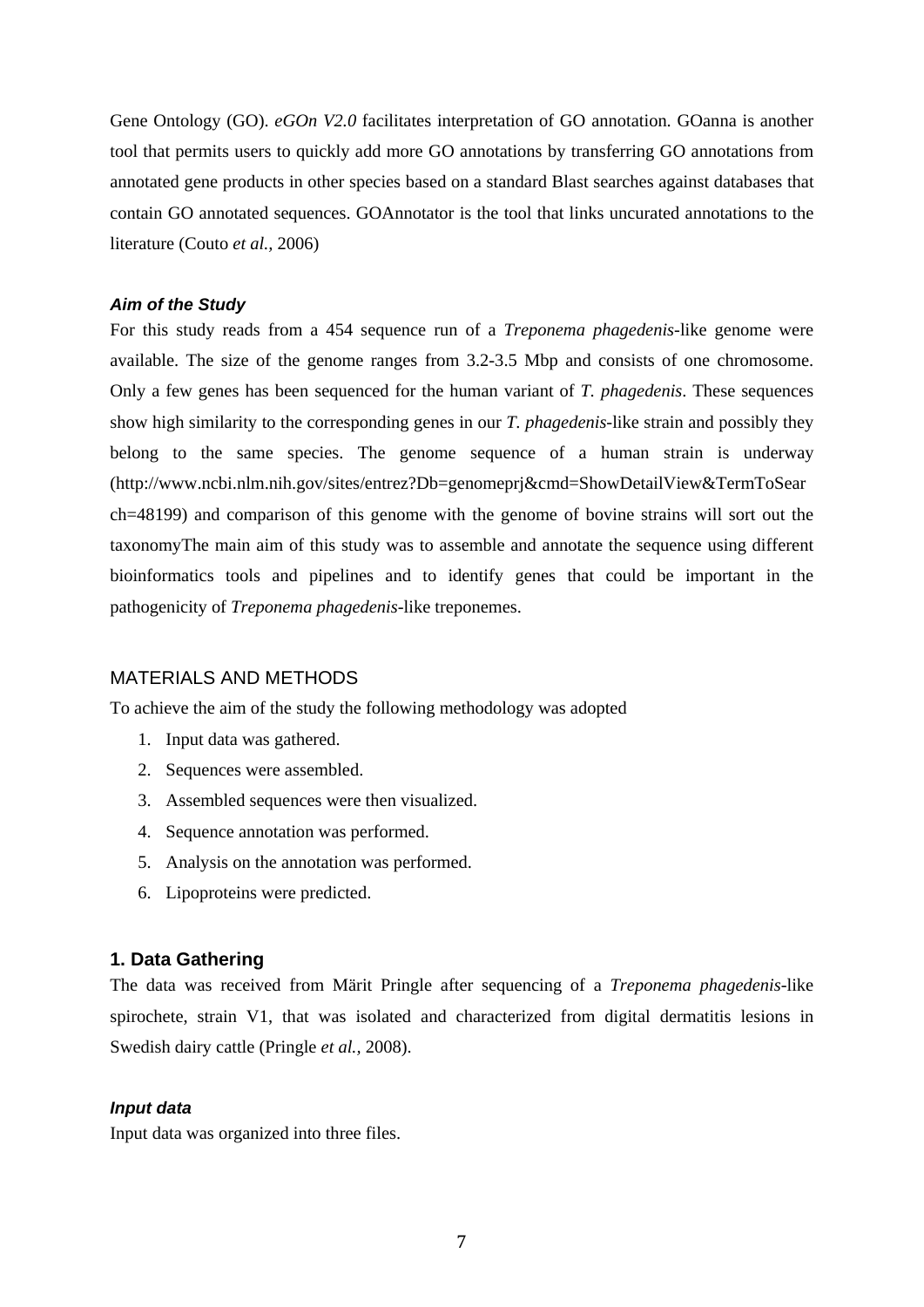Gene Ontology (GO). *eGOn V2.0* facilitates interpretation of GO annotation. GOanna is another tool that permits users to quickly add more GO annotations by transferring GO annotations from annotated gene products in other species based on a standard Blast searches against databases that contain GO annotated sequences. GOAnnotator is the tool that links uncurated annotations to the literature (Couto *et al.,* 2006)

### *Aim of the Study*

For this study reads from a 454 sequence run of a *Treponema phagedenis*-like genome were available. The size of the genome ranges from 3.2-3.5 Mbp and consists of one chromosome. Only a few genes has been sequenced for the human variant of *T. phagedenis*. These sequences show high similarity to the corresponding genes in our *T. phagedenis*-like strain and possibly they belong to the same species. The genome sequence of a human strain is underway (http://www.ncbi.nlm.nih.gov/sites/entrez?Db=genomeprj&cmd=ShowDetailView&TermToSearch=48199) and comparison of this genome with the genome of bovine strains will sort out the taxonomyThe main aim of this study was to assemble and annotate the sequence using different bioinformatics tools and pipelines and to identify genes that could be important in the pathogenicity of *Treponema phagedenis*-like treponemes.

## MATERIALS AND METHODS

To achieve the aim of the study the following methodology was adopted

1. Input data was gathered.
2. Sequences were assembled.
3. Assembled sequences were then visualized.
4. Sequence annotation was performed.
5. Analysis on the annotation was performed.
6. Lipoproteins were predicted.

### 1. Data Gathering

The data was received from Märit Pringle after sequencing of a *Treponema phagedenis*-like spirochete, strain V1, that was isolated and characterized from digital dermatitis lesions in Swedish dairy cattle (Pringle *et al.,* 2008).

#### *Input data*

Input data was organized into three files.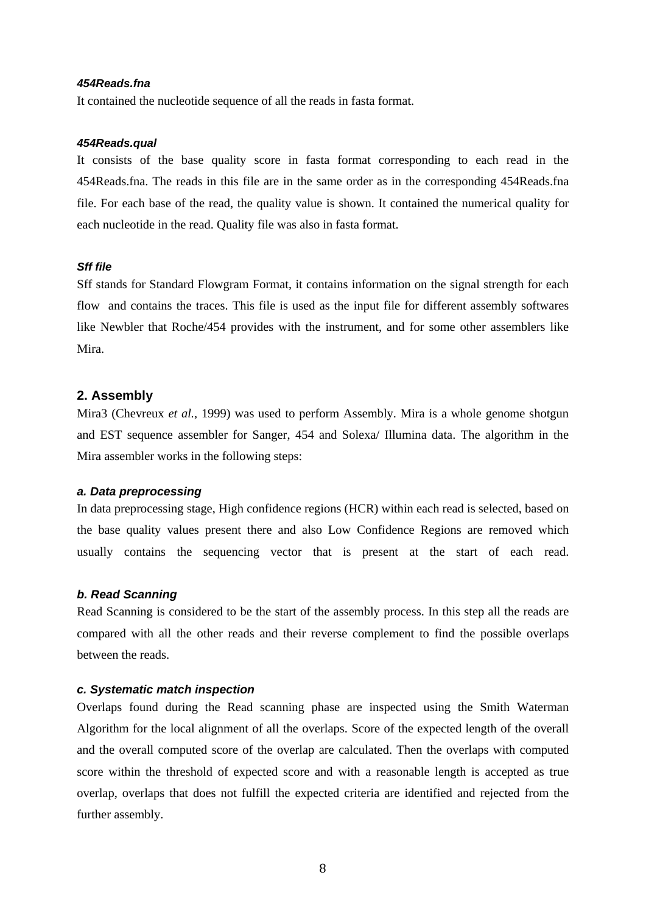#### *454Reads.fna*

It contained the nucleotide sequence of all the reads in fasta format.

#### *454Reads.qual*

It consists of the base quality score in fasta format corresponding to each read in the 454Reads.fna. The reads in this file are in the same order as in the corresponding 454Reads.fna file. For each base of the read, the quality value is shown. It contained the numerical quality for each nucleotide in the read. Quality file was also in fasta format.

#### *Sff file*

Sff stands for Standard Flowgram Format, it contains information on the signal strength for each flow and contains the traces. This file is used as the input file for different assembly softwares like Newbler that Roche/454 provides with the instrument, and for some other assemblers like Mira.

### 2. Assembly

Mira3 (Chevreux *et al.,* 1999) was used to perform Assembly. Mira is a whole genome shotgun and EST sequence assembler for Sanger, 454 and Solexa/ Illumina data. The algorithm in the Mira assembler works in the following steps:

#### *a. Data preprocessing*

In data preprocessing stage, High confidence regions (HCR) within each read is selected, based on the base quality values present there and also Low Confidence Regions are removed which usually contains the sequencing vector that is present at the start of each read.

#### *b. Read Scanning*

Read Scanning is considered to be the start of the assembly process. In this step all the reads are compared with all the other reads and their reverse complement to find the possible overlaps between the reads.

#### *c. Systematic match inspection*

Overlaps found during the Read scanning phase are inspected using the Smith Waterman Algorithm for the local alignment of all the overlaps. Score of the expected length of the overall and the overall computed score of the overlap are calculated. Then the overlaps with computed score within the threshold of expected score and with a reasonable length is accepted as true overlap, overlaps that does not fulfill the expected criteria are identified and rejected from the further assembly.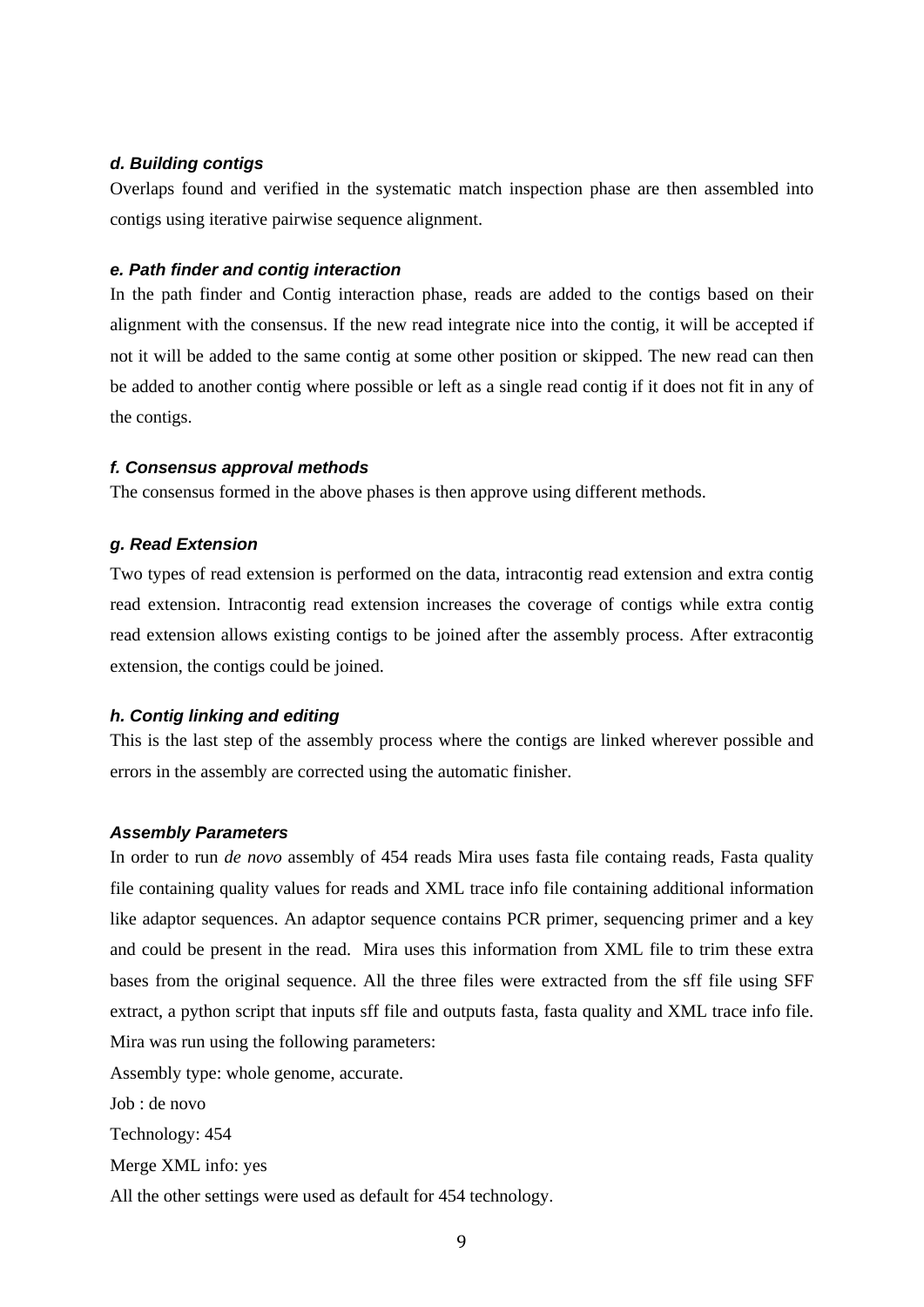#### *d. Building contigs*

Overlaps found and verified in the systematic match inspection phase are then assembled into contigs using iterative pairwise sequence alignment.

#### *e. Path finder and contig interaction*

In the path finder and Contig interaction phase, reads are added to the contigs based on their alignment with the consensus. If the new read integrate nice into the contig, it will be accepted if not it will be added to the same contig at some other position or skipped. The new read can then be added to another contig where possible or left as a single read contig if it does not fit in any of the contigs.

#### *f. Consensus approval methods*

The consensus formed in the above phases is then approve using different methods.

#### *g. Read Extension*

Two types of read extension is performed on the data, intracontig read extension and extra contig read extension. Intracontig read extension increases the coverage of contigs while extra contig read extension allows existing contigs to be joined after the assembly process. After extracontig extension, the contigs could be joined.

#### *h. Contig linking and editing*

This is the last step of the assembly process where the contigs are linked wherever possible and errors in the assembly are corrected using the automatic finisher.

#### *Assembly Parameters*

In order to run *de novo* assembly of 454 reads Mira uses fasta file containg reads, Fasta quality file containing quality values for reads and XML trace info file containing additional information like adaptor sequences. An adaptor sequence contains PCR primer, sequencing primer and a key and could be present in the read. Mira uses this information from XML file to trim these extra bases from the original sequence. All the three files were extracted from the sff file using SFF extract, a python script that inputs sff file and outputs fasta, fasta quality and XML trace info file. Mira was run using the following parameters:

Assembly type: whole genome, accurate.

Job : de novo

Technology: 454

Merge XML info: yes

All the other settings were used as default for 454 technology.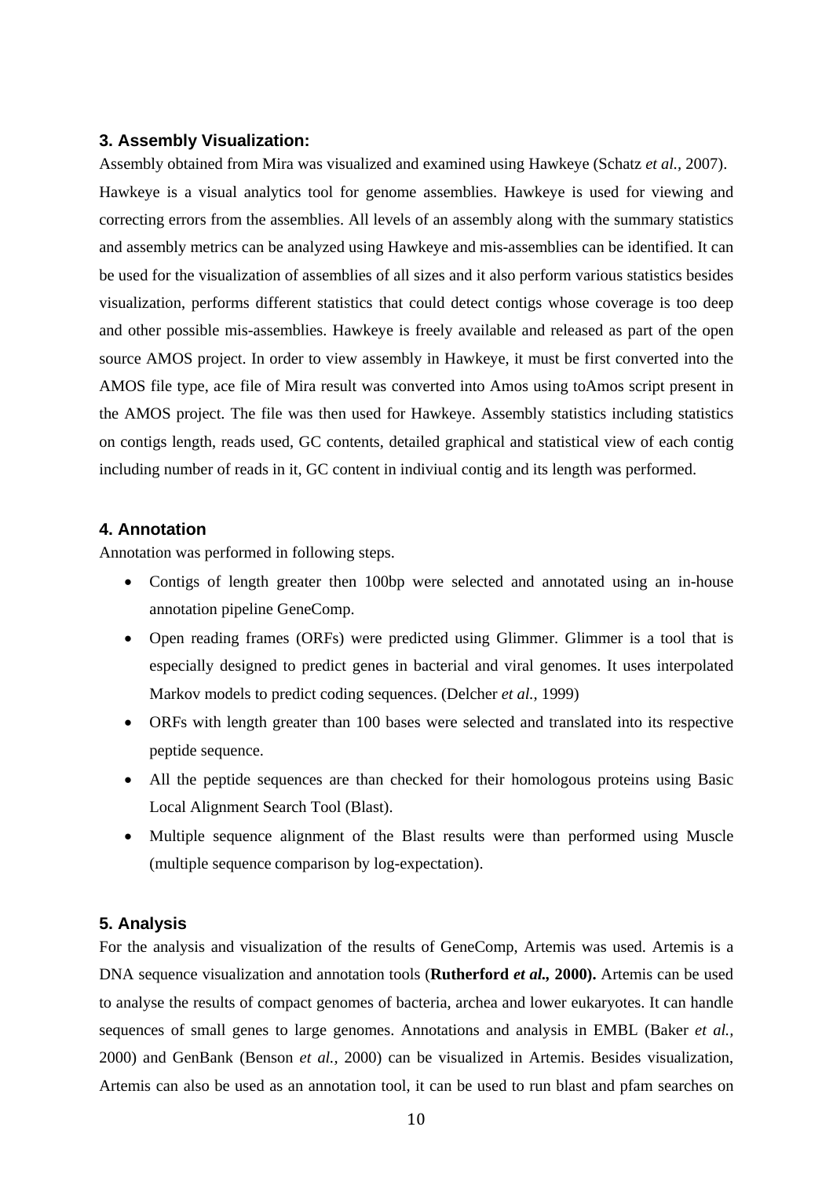### 3. Assembly Visualization:

Assembly obtained from Mira was visualized and examined using Hawkeye (Schatz *et al.*, 2007). Hawkeye is a visual analytics tool for genome assemblies. Hawkeye is used for viewing and correcting errors from the assemblies. All levels of an assembly along with the summary statistics and assembly metrics can be analyzed using Hawkeye and mis-assemblies can be identified. It can be used for the visualization of assemblies of all sizes and it also perform various statistics besides visualization, performs different statistics that could detect contigs whose coverage is too deep and other possible mis-assemblies. Hawkeye is freely available and released as part of the open source AMOS project. In order to view assembly in Hawkeye, it must be first converted into the AMOS file type, ace file of Mira result was converted into Amos using toAmos script present in the AMOS project. The file was then used for Hawkeye. Assembly statistics including statistics on contigs length, reads used, GC contents, detailed graphical and statistical view of each contig including number of reads in it, GC content in indiviual contig and its length was performed.

### 4. Annotation

Annotation was performed in following steps.

- Contigs of length greater then 100bp were selected and annotated using an in-house annotation pipeline GeneComp.
- Open reading frames (ORFs) were predicted using Glimmer. Glimmer is a tool that is especially designed to predict genes in bacterial and viral genomes. It uses interpolated Markov models to predict coding sequences. (Delcher *et al.*, 1999)
- ORFs with length greater than 100 bases were selected and translated into its respective peptide sequence.
- All the peptide sequences are than checked for their homologous proteins using Basic Local Alignment Search Tool (Blast).
- Multiple sequence alignment of the Blast results were than performed using Muscle (multiple sequence comparison by log-expectation).

### 5. Analysis

For the analysis and visualization of the results of GeneComp, Artemis was used. Artemis is a DNA sequence visualization and annotation tools (**Rutherford *et al.*, 2000).** Artemis can be used to analyse the results of compact genomes of bacteria, archea and lower eukaryotes. It can handle sequences of small genes to large genomes. Annotations and analysis in EMBL (Baker *et al.*, 2000) and GenBank (Benson *et al.*, 2000) can be visualized in Artemis. Besides visualization, Artemis can also be used as an annotation tool, it can be used to run blast and pfam searches on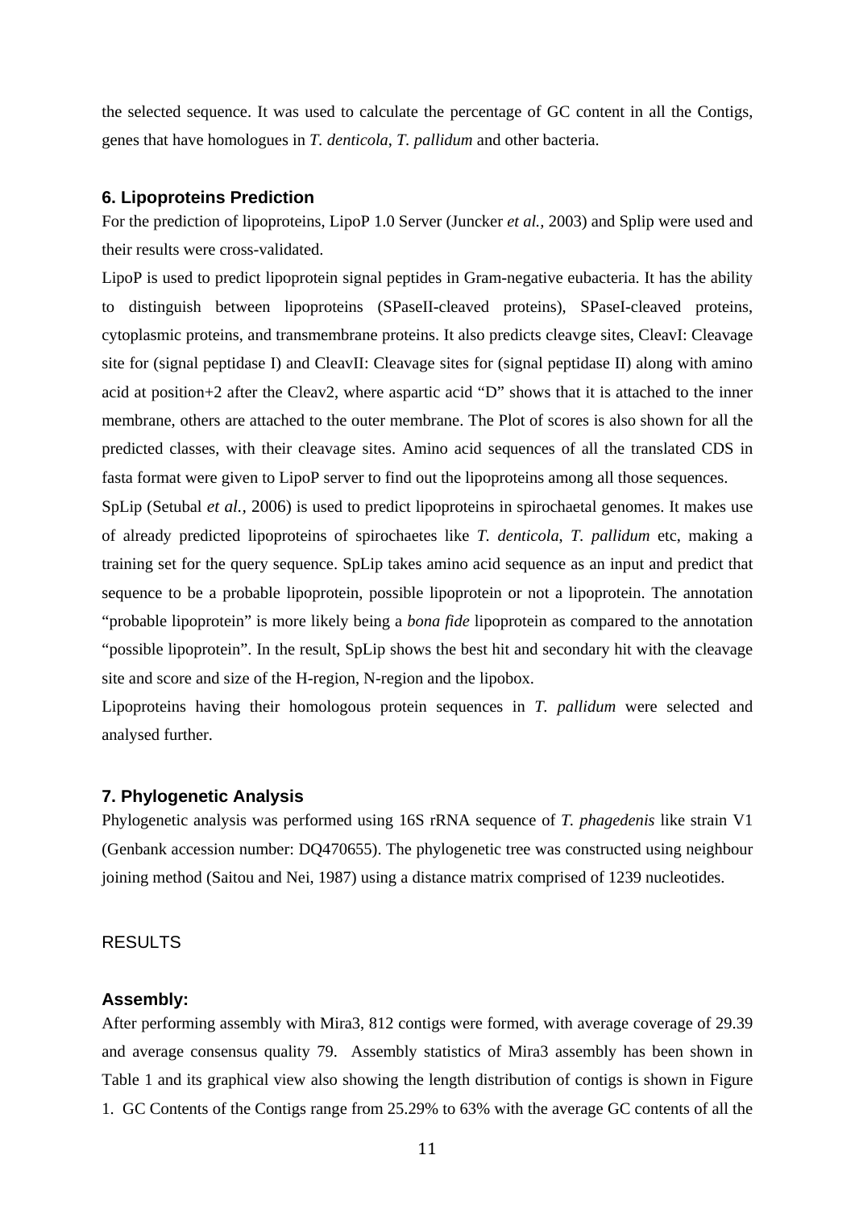the selected sequence. It was used to calculate the percentage of GC content in all the Contigs, genes that have homologues in *T. denticola*, *T. pallidum* and other bacteria.

### 6. Lipoproteins Prediction

For the prediction of lipoproteins, LipoP 1.0 Server (Juncker *et al.,* 2003) and Splip were used and their results were cross-validated.

LipoP is used to predict lipoprotein signal peptides in Gram-negative eubacteria. It has the ability to distinguish between lipoproteins (SPaseII-cleaved proteins), SPaseI-cleaved proteins, cytoplasmic proteins, and transmembrane proteins. It also predicts cleavge sites, CleavI: Cleavage site for (signal peptidase I) and CleavII: Cleavage sites for (signal peptidase II) along with amino acid at position+2 after the Cleav2, where aspartic acid "D" shows that it is attached to the inner membrane, others are attached to the outer membrane. The Plot of scores is also shown for all the predicted classes, with their cleavage sites. Amino acid sequences of all the translated CDS in fasta format were given to LipoP server to find out the lipoproteins among all those sequences.

SpLip (Setubal *et al.,* 2006) is used to predict lipoproteins in spirochaetal genomes. It makes use of already predicted lipoproteins of spirochaetes like *T. denticola*, *T. pallidum* etc, making a training set for the query sequence. SpLip takes amino acid sequence as an input and predict that sequence to be a probable lipoprotein, possible lipoprotein or not a lipoprotein. The annotation "probable lipoprotein" is more likely being a *bona fide* lipoprotein as compared to the annotation "possible lipoprotein". In the result, SpLip shows the best hit and secondary hit with the cleavage site and score and size of the H-region, N-region and the lipobox.

Lipoproteins having their homologous protein sequences in *T. pallidum* were selected and analysed further.

### 7. Phylogenetic Analysis

Phylogenetic analysis was performed using 16S rRNA sequence of *T. phagedenis* like strain V1 (Genbank accession number: DQ470655). The phylogenetic tree was constructed using neighbour joining method (Saitou and Nei, 1987) using a distance matrix comprised of 1239 nucleotides.

## RESULTS

### Assembly:

After performing assembly with Mira3, 812 contigs were formed, with average coverage of 29.39 and average consensus quality 79. Assembly statistics of Mira3 assembly has been shown in Table 1 and its graphical view also showing the length distribution of contigs is shown in Figure 1. GC Contents of the Contigs range from 25.29% to 63% with the average GC contents of all the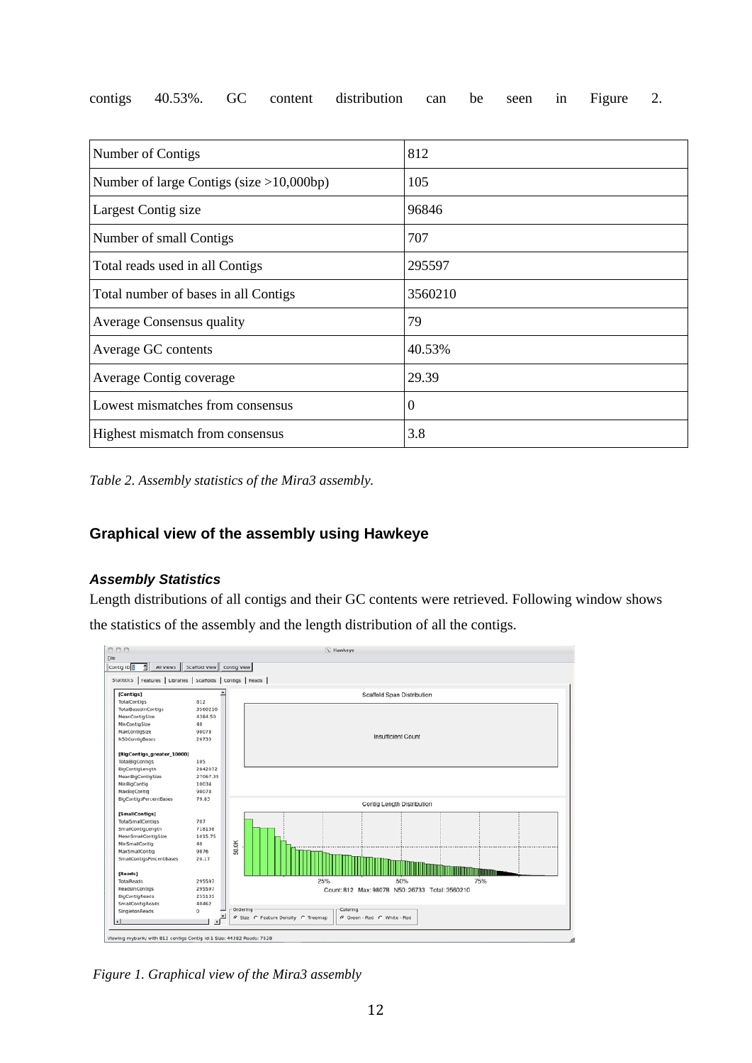contigs 40.53%. GC content distribution can be seen in Figure 2.

| Number of Contigs | 812 |
|---|---|
| Number of large Contigs (size >10,000bp) | 105 |
| Largest Contig size | 96846 |
| Number of small Contigs | 707 |
| Total reads used in all Contigs | 295597 |
| Total number of bases in all Contigs | 3560210 |
| Average Consensus quality | 79 |
| Average GC contents | 40.53% |
| Average Contig coverage | 29.39 |
| Lowest mismatches from consensus | 0 |
| Highest mismatch from consensus | 3.8 |

*Table 2. Assembly statistics of the Mira3 assembly.*

## Graphical view of the assembly using Hawkeye

### *Assembly Statistics*

Length distributions of all contigs and their GC contents were retrieved. Following window shows the statistics of the assembly and the length distribution of all the contigs.

*Figure 1. Graphical view of the Mira3 assembly*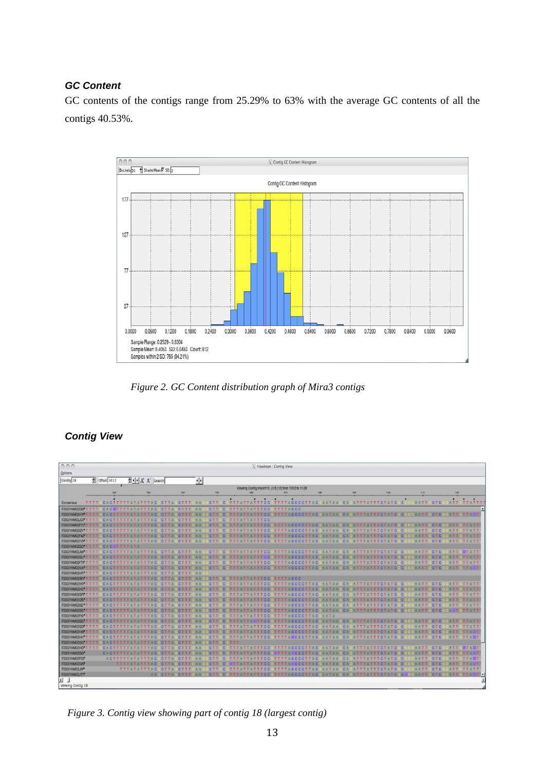### *GC Content*

GC contents of the contigs range from 25.29% to 63% with the average GC contents of all the contigs 40.53%.

*Figure 2. GC Content distribution graph of Mira3 contigs*

### *Contig View*

*Figure 3. Contig view showing part of contig 18 (largest contig)*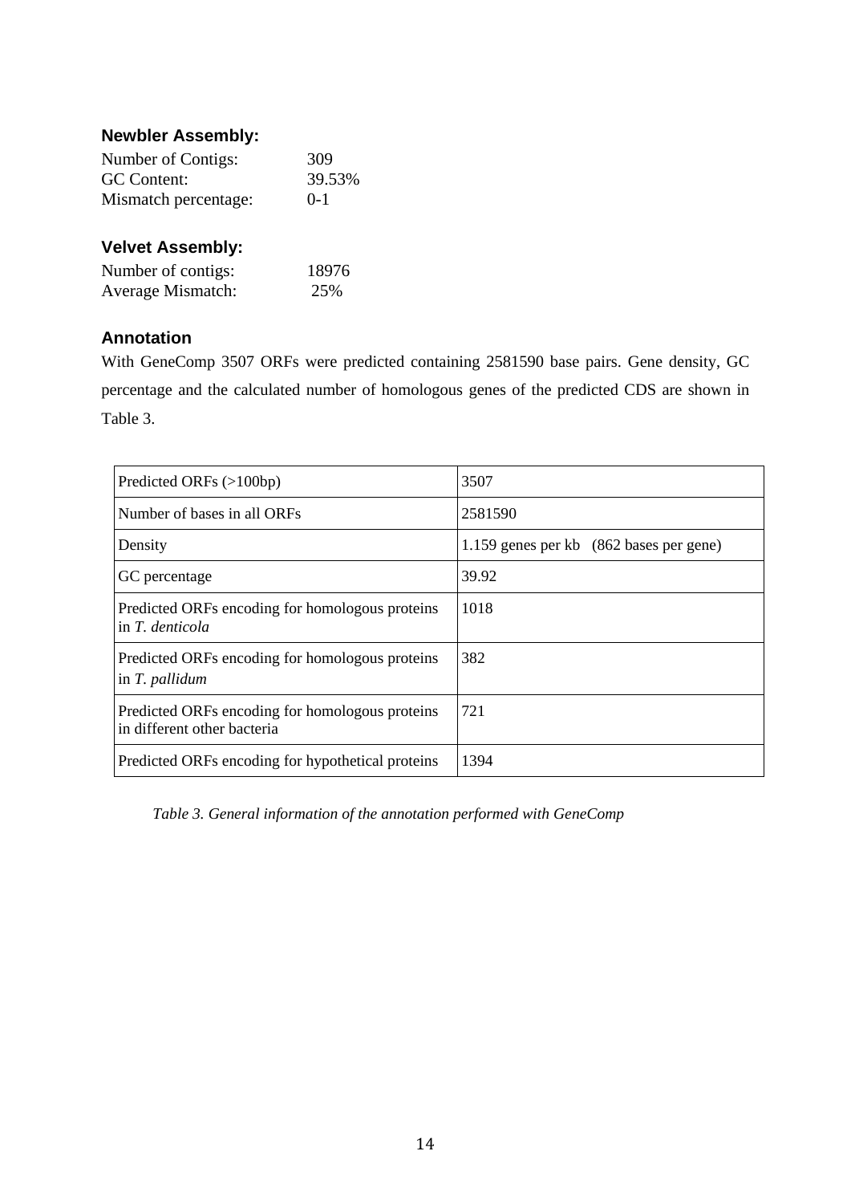### Newbler Assembly:

| | |
|---|---|
| Number of Contigs: | 309 |
| GC Content: | 39.53% |
| Mismatch percentage: | 0-1 |

### Velvet Assembly:

| | |
|---|---|
| Number of contigs: | 18976 |
| Average Mismatch: | 25% |

### Annotation

With GeneComp 3507 ORFs were predicted containing 2581590 base pairs. Gene density, GC percentage and the calculated number of homologous genes of the predicted CDS are shown in Table 3.

| | |
|---|---|
| Predicted ORFs (>100bp) | 3507 |
| Number of bases in all ORFs | 2581590 |
| Density | 1.159 genes per kb (862 bases per gene) |
| GC percentage | 39.92 |
| Predicted ORFs encoding for homologous proteins in *T. denticola* | 1018 |
| Predicted ORFs encoding for homologous proteins in *T. pallidum* | 382 |
| Predicted ORFs encoding for homologous proteins in different other bacteria | 721 |
| Predicted ORFs encoding for hypothetical proteins | 1394 |

*Table 3. General information of the annotation performed with GeneComp*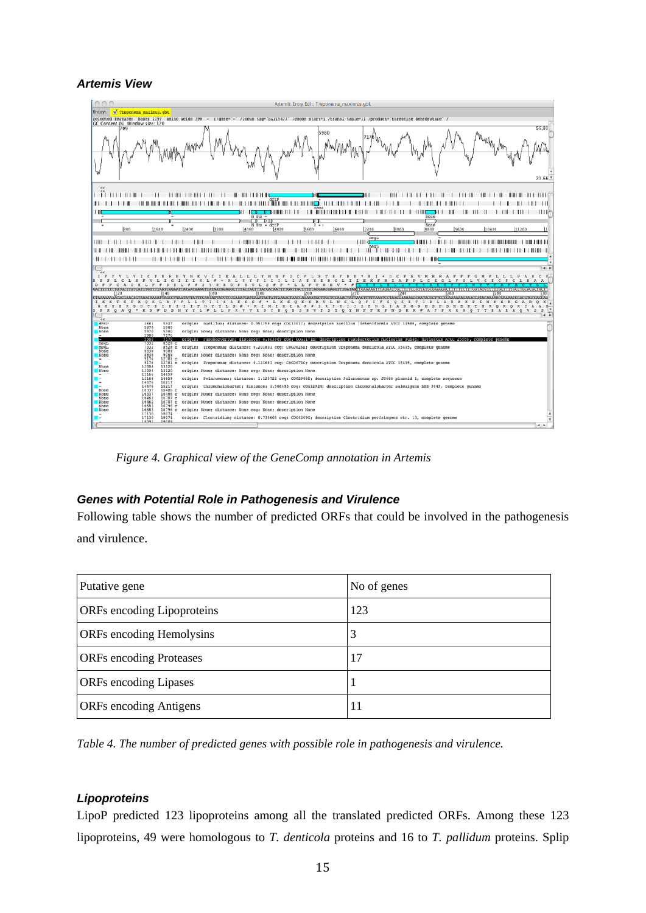***Artemis View***

*Figure 4. Graphical view of the GeneComp annotation in Artemis*

***Genes with Potential Role in Pathogenesis and Virulence***

Following table shows the number of predicted ORFs that could be involved in the pathogenesis and virulence.

| Putative gene | No of genes |
|---|---|
| ORFs encoding Lipoproteins | 123 |
| ORFs encoding Hemolysins | 3 |
| ORFs encoding Proteases | 17 |
| ORFs encoding Lipases | 1 |
| ORFs encoding Antigens | 11 |

*Table 4. The number of predicted genes with possible role in pathogenesis and virulence.*

***Lipoproteins***

LipoP predicted 123 lipoproteins among all the translated predicted ORFs. Among these 123 lipoproteins, 49 were homologous to *T. denticola* proteins and 16 to *T. pallidum* proteins. Splip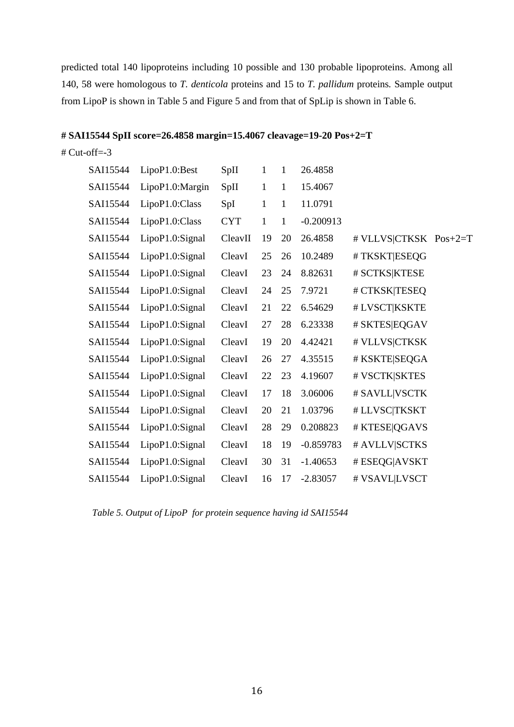predicted total 140 lipoproteins including 10 possible and 130 probable lipoproteins. Among all 140, 58 were homologous to *T. denticola* proteins and 15 to *T. pallidum* proteins. Sample output from LipoP is shown in Table 5 and Figure 5 and from that of SpLip is shown in Table 6.

**# SAI15544 SpII score=26.4858 margin=15.4067 cleavage=19-20 Pos+2=T**

# Cut-off=-3

| | | | | | | | |
|---|---|---|---|---|---|---|---|
| SAI15544 | LipoP1.0:Best | SpII | 1 | 1 | 26.4858 | | |
| SAI15544 | LipoP1.0:Margin | SpII | 1 | 1 | 15.4067 | | |
| SAI15544 | LipoP1.0:Class | SpI | 1 | 1 | 11.0791 | | |
| SAI15544 | LipoP1.0:Class | CYT | 1 | 1 | -0.200913 | | |
| SAI15544 | LipoP1.0:Signal | CleavII | 19 | 20 | 26.4858 | # VLLVS\|CTKSK | Pos+2=T |
| SAI15544 | LipoP1.0:Signal | CleavI | 25 | 26 | 10.2489 | # TKSKT\|ESEQG | |
| SAI15544 | LipoP1.0:Signal | CleavI | 23 | 24 | 8.82631 | # SCTKS\|KTESE | |
| SAI15544 | LipoP1.0:Signal | CleavI | 24 | 25 | 7.9721 | # CTKSK\|TESEQ | |
| SAI15544 | LipoP1.0:Signal | CleavI | 21 | 22 | 6.54629 | # LVSCT\|KSKTE | |
| SAI15544 | LipoP1.0:Signal | CleavI | 27 | 28 | 6.23338 | # SKTES\|EQGAV | |
| SAI15544 | LipoP1.0:Signal | CleavI | 19 | 20 | 4.42421 | # VLLVS\|CTKSK | |
| SAI15544 | LipoP1.0:Signal | CleavI | 26 | 27 | 4.35515 | # KSKTE\|SEQGA | |
| SAI15544 | LipoP1.0:Signal | CleavI | 22 | 23 | 4.19607 | # VSCTK\|SKTES | |
| SAI15544 | LipoP1.0:Signal | CleavI | 17 | 18 | 3.06006 | # SAVLL\|VSCTK | |
| SAI15544 | LipoP1.0:Signal | CleavI | 20 | 21 | 1.03796 | # LLVSC\|TKSKT | |
| SAI15544 | LipoP1.0:Signal | CleavI | 28 | 29 | 0.208823 | # KTESE\|QGAVS | |
| SAI15544 | LipoP1.0:Signal | CleavI | 18 | 19 | -0.859783 | # AVLLV\|SCTKS | |
| SAI15544 | LipoP1.0:Signal | CleavI | 30 | 31 | -1.40653 | # ESEQG\|AVSKT | |
| SAI15544 | LipoP1.0:Signal | CleavI | 16 | 17 | -2.83057 | # VSAVL\|LVSCT | |

*Table 5. Output of LipoP for protein sequence having id SAI15544*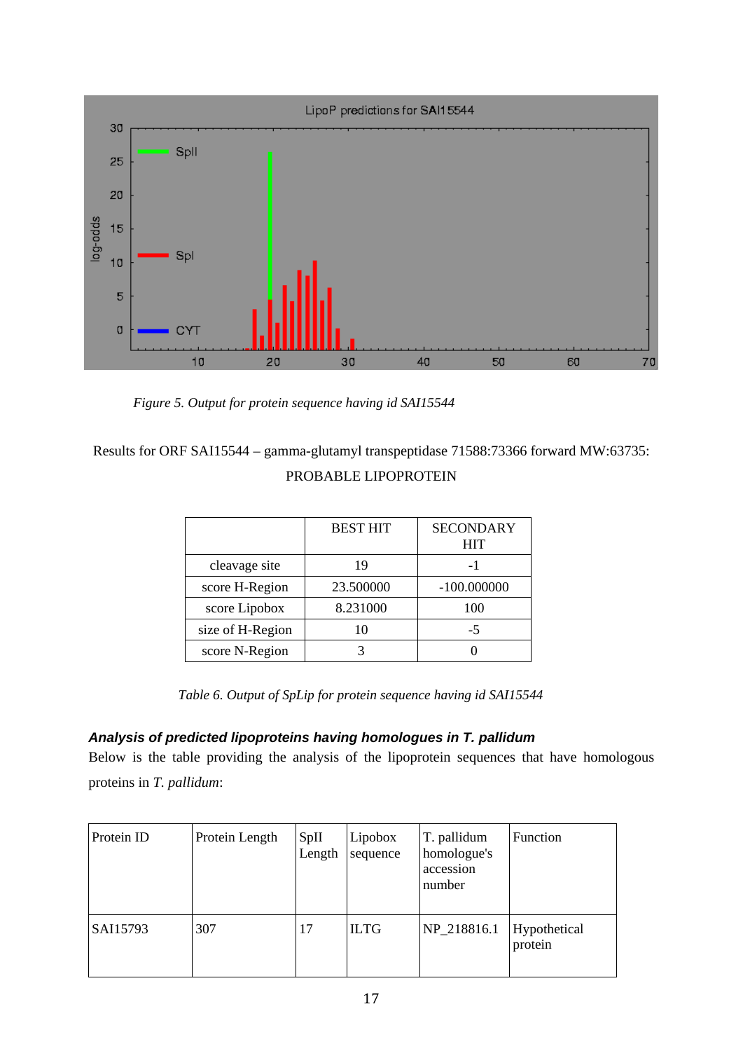*Figure 5. Output for protein sequence having id SAI15544*

Results for ORF SAI15544 – gamma-glutamyl transpeptidase 71588:73366 forward MW:63735: PROBABLE LIPOPROTEIN

| | BEST HIT | SECONDARY HIT |
|---|---|---|
| cleavage site | 19 | -1 |
| score H-Region | 23.500000 | -100.000000 |
| score Lipobox | 8.231000 | 100 |
| size of H-Region | 10 | -5 |
| score N-Region | 3 | 0 |

*Table 6. Output of SpLip for protein sequence having id SAI15544*

### *Analysis of predicted lipoproteins having homologues in T. pallidum*

Below is the table providing the analysis of the lipoprotein sequences that have homologous proteins in *T. pallidum*:

| Protein ID | Protein Length | SpII Length | Lipobox sequence | T. pallidum homologue's accession number | Function |
|---|---|---|---|---|---|
| SAI15793 | 307 | 17 | ILTG | NP_218816.1 | Hypothetical protein |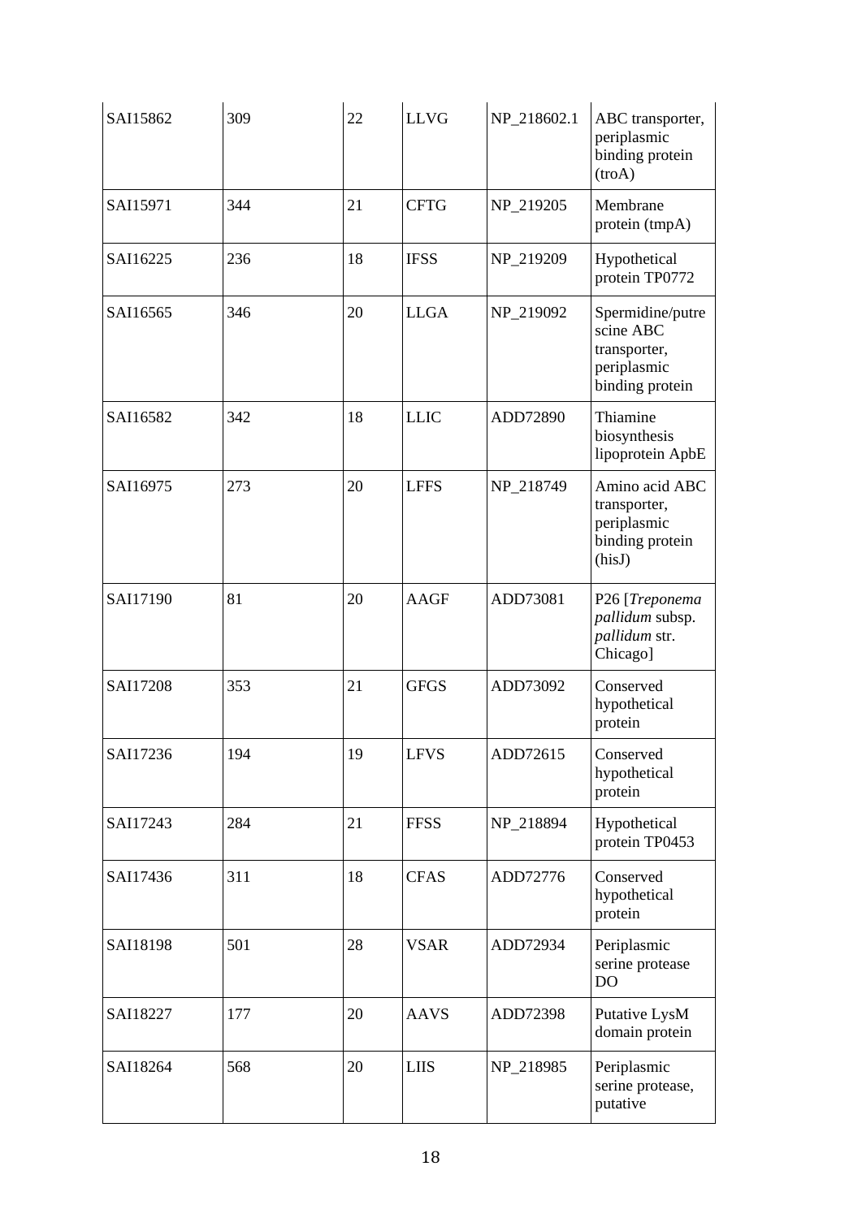| | | | | | |
|---|---|---|---|---|---|
| SAI15862 | 309 | 22 | LLVG | NP_218602.1 | ABC transporter, periplasmic binding protein (troA) |
| SAI15971 | 344 | 21 | CFTG | NP_219205 | Membrane protein (tmpA) |
| SAI16225 | 236 | 18 | IFSS | NP_219209 | Hypothetical protein TP0772 |
| SAI16565 | 346 | 20 | LLGA | NP_219092 | Spermidine/putrescine ABC transporter, periplasmic binding protein |
| SAI16582 | 342 | 18 | LLIC | ADD72890 | Thiamine biosynthesis lipoprotein ApbE |
| SAI16975 | 273 | 20 | LFFS | NP_218749 | Amino acid ABC transporter, periplasmic binding protein (hisJ) |
| SAI17190 | 81 | 20 | AAGF | ADD73081 | P26 [*Treponema pallidum* subsp. *pallidum* str. Chicago] |
| SAI17208 | 353 | 21 | GFGS | ADD73092 | Conserved hypothetical protein |
| SAI17236 | 194 | 19 | LFVS | ADD72615 | Conserved hypothetical protein |
| SAI17243 | 284 | 21 | FFSS | NP_218894 | Hypothetical protein TP0453 |
| SAI17436 | 311 | 18 | CFAS | ADD72776 | Conserved hypothetical protein |
| SAI18198 | 501 | 28 | VSAR | ADD72934 | Periplasmic serine protease DO |
| SAI18227 | 177 | 20 | AAVS | ADD72398 | Putative LysM domain protein |
| SAI18264 | 568 | 20 | LIIS | NP_218985 | Periplasmic serine protease, putative |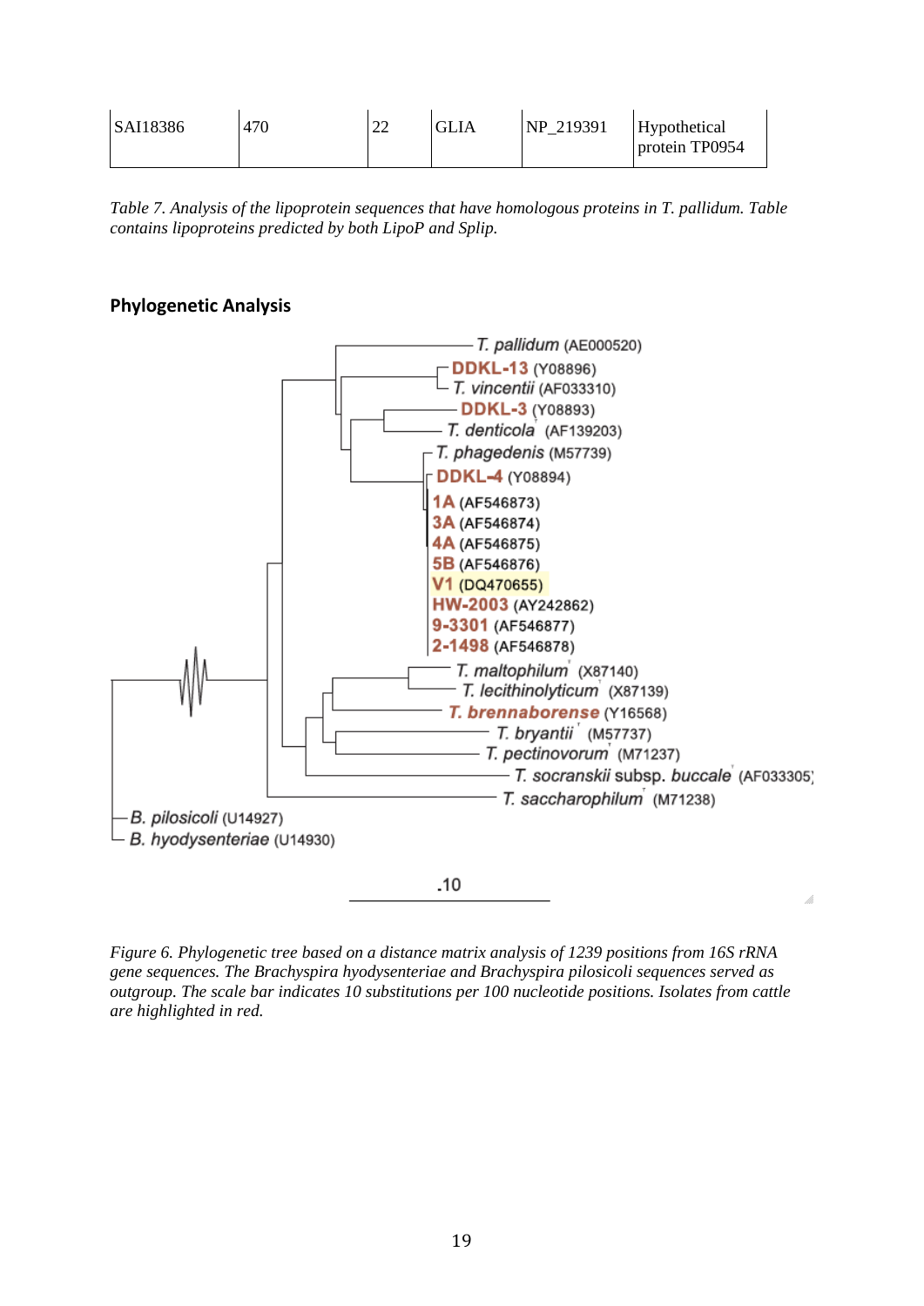| SAI18386 | 470 | 22 | GLIA | NP_219391 | Hypothetical protein TP0954 |
|---|---|---|---|---|---|

*Table 7. Analysis of the lipoprotein sequences that have homologous proteins in T. pallidum. Table contains lipoproteins predicted by both LipoP and Splip.*

## Phylogenetic Analysis

*Figure 6. Phylogenetic tree based on a distance matrix analysis of 1239 positions from 16S rRNA gene sequences. The Brachyspira hyodysenteriae and Brachyspira pilosicoli sequences served as outgroup. The scale bar indicates 10 substitutions per 100 nucleotide positions. Isolates from cattle are highlighted in red.*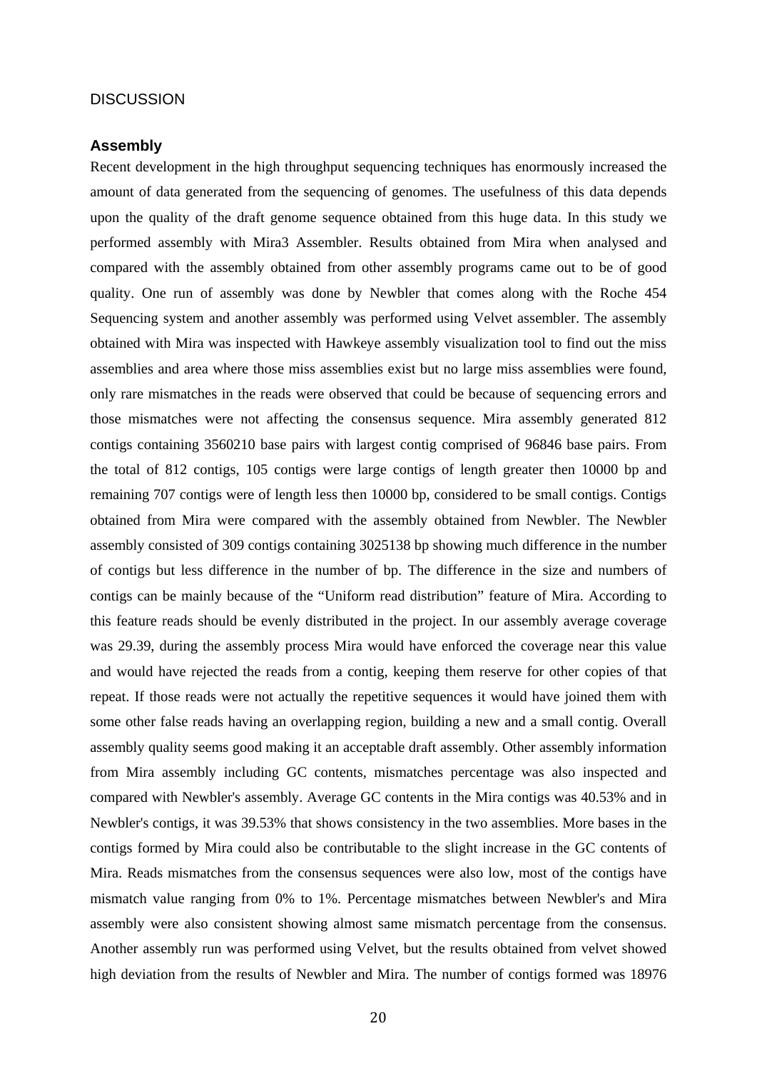# DISCUSSION

## Assembly

Recent development in the high throughput sequencing techniques has enormously increased the amount of data generated from the sequencing of genomes. The usefulness of this data depends upon the quality of the draft genome sequence obtained from this huge data. In this study we performed assembly with Mira3 Assembler. Results obtained from Mira when analysed and compared with the assembly obtained from other assembly programs came out to be of good quality. One run of assembly was done by Newbler that comes along with the Roche 454 Sequencing system and another assembly was performed using Velvet assembler. The assembly obtained with Mira was inspected with Hawkeye assembly visualization tool to find out the miss assemblies and area where those miss assemblies exist but no large miss assemblies were found, only rare mismatches in the reads were observed that could be because of sequencing errors and those mismatches were not affecting the consensus sequence. Mira assembly generated 812 contigs containing 3560210 base pairs with largest contig comprised of 96846 base pairs. From the total of 812 contigs, 105 contigs were large contigs of length greater then 10000 bp and remaining 707 contigs were of length less then 10000 bp, considered to be small contigs. Contigs obtained from Mira were compared with the assembly obtained from Newbler. The Newbler assembly consisted of 309 contigs containing 3025138 bp showing much difference in the number of contigs but less difference in the number of bp. The difference in the size and numbers of contigs can be mainly because of the "Uniform read distribution" feature of Mira. According to this feature reads should be evenly distributed in the project. In our assembly average coverage was 29.39, during the assembly process Mira would have enforced the coverage near this value and would have rejected the reads from a contig, keeping them reserve for other copies of that repeat. If those reads were not actually the repetitive sequences it would have joined them with some other false reads having an overlapping region, building a new and a small contig. Overall assembly quality seems good making it an acceptable draft assembly. Other assembly information from Mira assembly including GC contents, mismatches percentage was also inspected and compared with Newbler's assembly. Average GC contents in the Mira contigs was 40.53% and in Newbler's contigs, it was 39.53% that shows consistency in the two assemblies. More bases in the contigs formed by Mira could also be contributable to the slight increase in the GC contents of Mira. Reads mismatches from the consensus sequences were also low, most of the contigs have mismatch value ranging from 0% to 1%. Percentage mismatches between Newbler's and Mira assembly were also consistent showing almost same mismatch percentage from the consensus. Another assembly run was performed using Velvet, but the results obtained from velvet showed high deviation from the results of Newbler and Mira. The number of contigs formed was 18976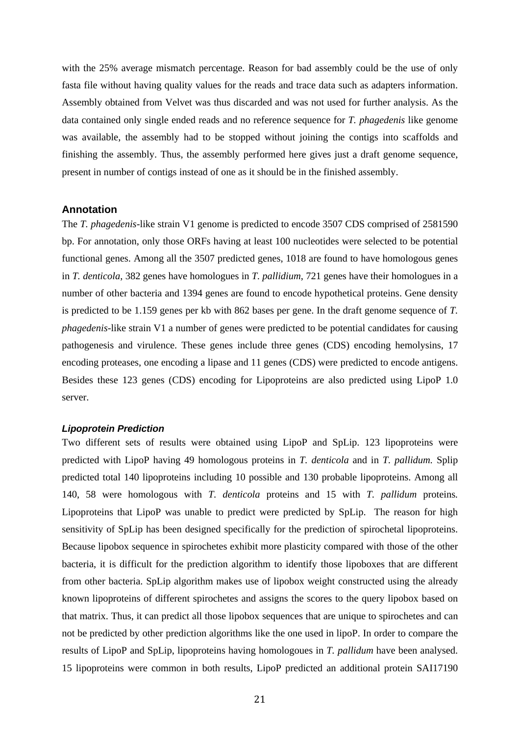with the 25% average mismatch percentage. Reason for bad assembly could be the use of only fasta file without having quality values for the reads and trace data such as adapters information. Assembly obtained from Velvet was thus discarded and was not used for further analysis. As the data contained only single ended reads and no reference sequence for *T. phagedenis* like genome was available, the assembly had to be stopped without joining the contigs into scaffolds and finishing the assembly. Thus, the assembly performed here gives just a draft genome sequence, present in number of contigs instead of one as it should be in the finished assembly.

## Annotation

The *T. phagedenis*-like strain V1 genome is predicted to encode 3507 CDS comprised of 2581590 bp. For annotation, only those ORFs having at least 100 nucleotides were selected to be potential functional genes. Among all the 3507 predicted genes, 1018 are found to have homologous genes in *T. denticola*, 382 genes have homologues in *T. pallidium*, 721 genes have their homologues in a number of other bacteria and 1394 genes are found to encode hypothetical proteins. Gene density is predicted to be 1.159 genes per kb with 862 bases per gene. In the draft genome sequence of *T. phagedenis*-like strain V1 a number of genes were predicted to be potential candidates for causing pathogenesis and virulence. These genes include three genes (CDS) encoding hemolysins, 17 encoding proteases, one encoding a lipase and 11 genes (CDS) were predicted to encode antigens. Besides these 123 genes (CDS) encoding for Lipoproteins are also predicted using LipoP 1.0 server.

### *Lipoprotein Prediction*

Two different sets of results were obtained using LipoP and SpLip. 123 lipoproteins were predicted with LipoP having 49 homologous proteins in *T. denticola* and in *T. pallidum.* Splip predicted total 140 lipoproteins including 10 possible and 130 probable lipoproteins. Among all 140, 58 were homologous with *T. denticola* proteins and 15 with *T. pallidum* proteins*.* Lipoproteins that LipoP was unable to predict were predicted by SpLip. The reason for high sensitivity of SpLip has been designed specifically for the prediction of spirochetal lipoproteins. Because lipobox sequence in spirochetes exhibit more plasticity compared with those of the other bacteria, it is difficult for the prediction algorithm to identify those lipoboxes that are different from other bacteria. SpLip algorithm makes use of lipobox weight constructed using the already known lipoproteins of different spirochetes and assigns the scores to the query lipobox based on that matrix. Thus, it can predict all those lipobox sequences that are unique to spirochetes and can not be predicted by other prediction algorithms like the one used in lipoP. In order to compare the results of LipoP and SpLip, lipoproteins having homologoues in *T. pallidum* have been analysed. 15 lipoproteins were common in both results, LipoP predicted an additional protein SAI17190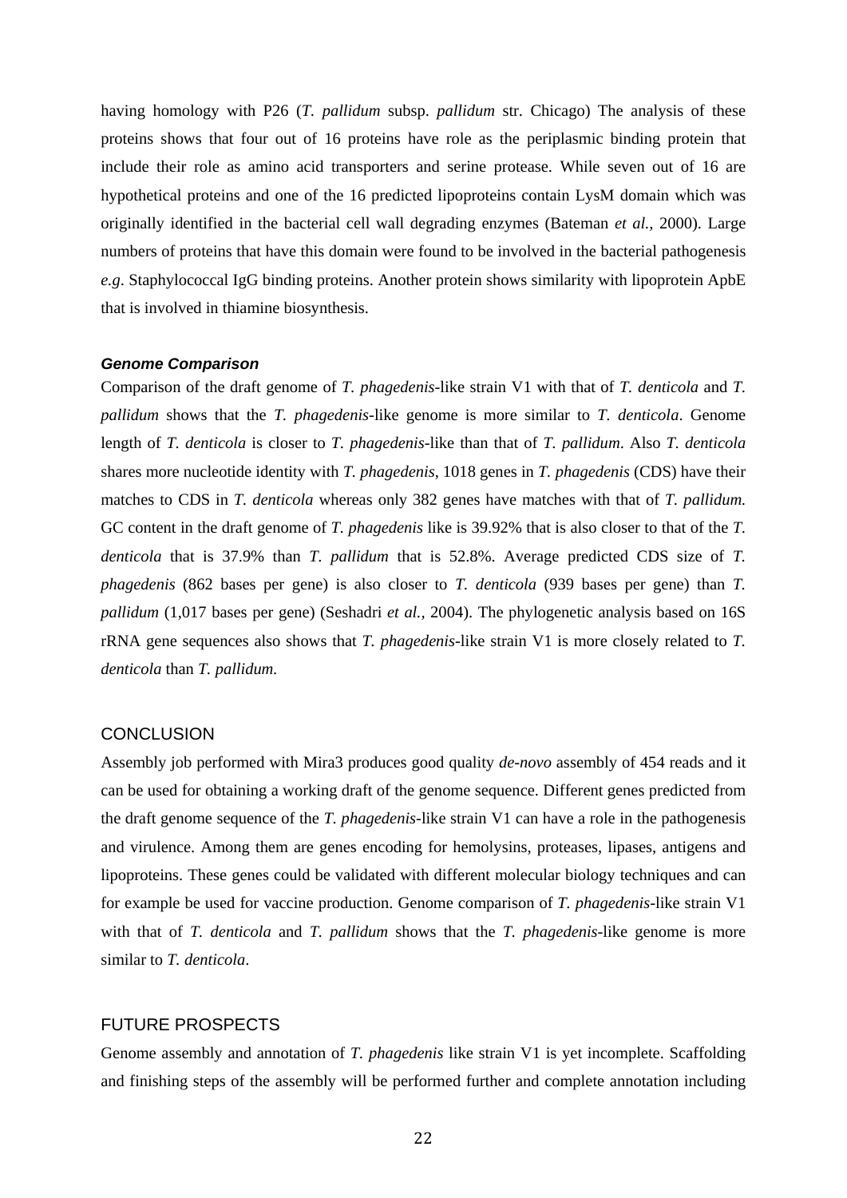having homology with P26 (*T. pallidum* subsp. *pallidum* str. Chicago) The analysis of these proteins shows that four out of 16 proteins have role as the periplasmic binding protein that include their role as amino acid transporters and serine protease. While seven out of 16 are hypothetical proteins and one of the 16 predicted lipoproteins contain LysM domain which was originally identified in the bacterial cell wall degrading enzymes (Bateman *et al.,* 2000). Large numbers of proteins that have this domain were found to be involved in the bacterial pathogenesis *e.g*. Staphylococcal IgG binding proteins. Another protein shows similarity with lipoprotein ApbE that is involved in thiamine biosynthesis.

### *Genome Comparison*

Comparison of the draft genome of *T. phagedenis*-like strain V1 with that of *T. denticola* and *T. pallidum* shows that the *T. phagedenis*-like genome is more similar to *T. denticola*. Genome length of *T. denticola* is closer to *T. phagedenis*-like than that of *T. pallidum*. Also *T. denticola* shares more nucleotide identity with *T. phagedenis*, 1018 genes in *T. phagedenis* (CDS) have their matches to CDS in *T. denticola* whereas only 382 genes have matches with that of *T. pallidum.* GC content in the draft genome of *T. phagedenis* like is 39.92% that is also closer to that of the *T. denticola* that is 37.9% than *T. pallidum* that is 52.8%. Average predicted CDS size of *T. phagedenis* (862 bases per gene) is also closer to *T. denticola* (939 bases per gene) than *T. pallidum* (1,017 bases per gene) (Seshadri *et al.*, 2004). The phylogenetic analysis based on 16S rRNA gene sequences also shows that *T. phagedenis*-like strain V1 is more closely related to *T. denticola* than *T. pallidum.*

## CONCLUSION

Assembly job performed with Mira3 produces good quality *de-novo* assembly of 454 reads and it can be used for obtaining a working draft of the genome sequence. Different genes predicted from the draft genome sequence of the *T. phagedenis*-like strain V1 can have a role in the pathogenesis and virulence. Among them are genes encoding for hemolysins, proteases, lipases, antigens and lipoproteins. These genes could be validated with different molecular biology techniques and can for example be used for vaccine production. Genome comparison of *T. phagedenis*-like strain V1 with that of *T. denticola* and *T. pallidum* shows that the *T. phagedenis*-like genome is more similar to *T. denticola*.

## FUTURE PROSPECTS

Genome assembly and annotation of *T. phagedenis* like strain V1 is yet incomplete. Scaffolding and finishing steps of the assembly will be performed further and complete annotation including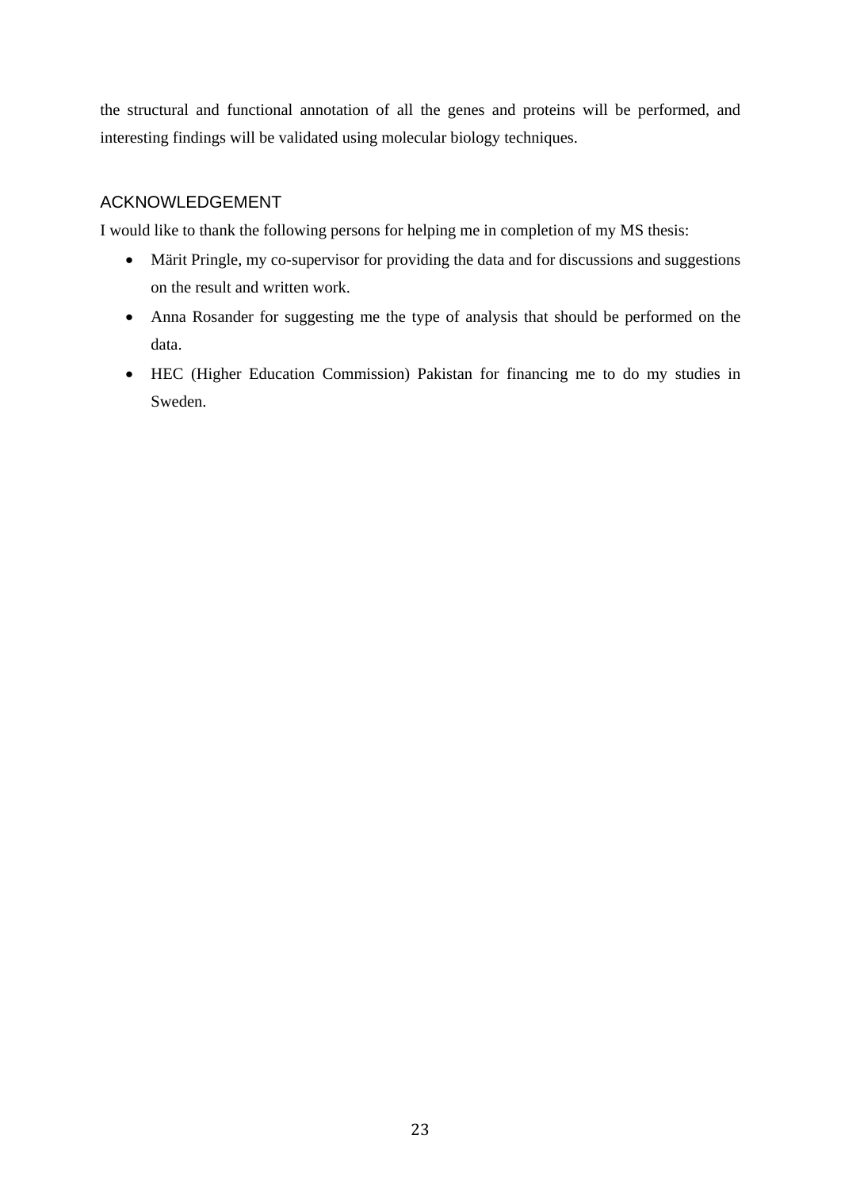the structural and functional annotation of all the genes and proteins will be performed, and interesting findings will be validated using molecular biology techniques.

## ACKNOWLEDGEMENT

I would like to thank the following persons for helping me in completion of my MS thesis:

- Märit Pringle, my co-supervisor for providing the data and for discussions and suggestions on the result and written work.
- Anna Rosander for suggesting me the type of analysis that should be performed on the data.
- HEC (Higher Education Commission) Pakistan for financing me to do my studies in Sweden.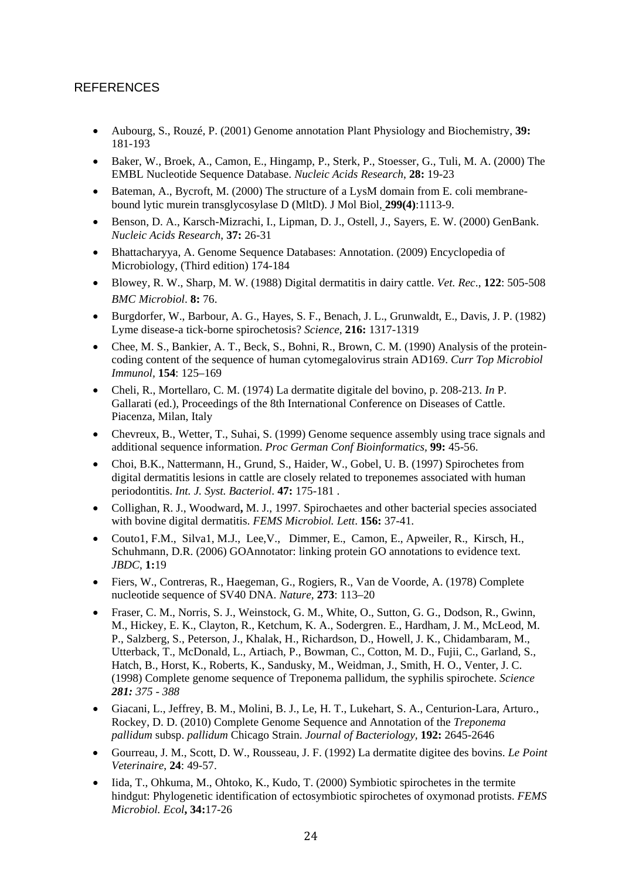## REFERENCES

- Aubourg, S., Rouzé, P. (2001) Genome annotation Plant Physiology and Biochemistry, **39:** 181-193
- Baker, W., Broek, A., Camon, E., Hingamp, P., Sterk, P., Stoesser, G., Tuli, M. A. (2000) The EMBL Nucleotide Sequence Database. *Nucleic Acids Research*, **28:** 19-23
- Bateman, A., Bycroft, M. (2000) The structure of a LysM domain from E. coli membrane-bound lytic murein transglycosylase D (MltD). J Mol Biol, **299(4)**:1113-9.
- Benson, D. A., Karsch-Mizrachi, I., Lipman, D. J., Ostell, J., Sayers, E. W. (2000) GenBank. *Nucleic Acids Research*, **37:** 26-31
- Bhattacharyya, A. Genome Sequence Databases: Annotation. (2009) Encyclopedia of Microbiology, (Third edition) 174-184
- Blowey, R. W., Sharp, M. W. (1988) Digital dermatitis in dairy cattle. *Vet. Rec*., **122**: 505-508 *BMC Microbiol*. **8:** 76.
- Burgdorfer, W., Barbour, A. G., Hayes, S. F., Benach, J. L., Grunwaldt, E., Davis, J. P. (1982) Lyme disease-a tick-borne spirochetosis? *Science,* **216:** 1317-1319
- Chee, M. S., Bankier, A. T., Beck, S., Bohni, R., Brown, C. M. (1990) Analysis of the protein-coding content of the sequence of human cytomegalovirus strain AD169. *Curr Top Microbiol Immunol*, **154**: 125–169
- Cheli, R., Mortellaro, C. M. (1974) La dermatite digitale del bovino, p. 208-213. *In* P. Gallarati (ed.), Proceedings of the 8th International Conference on Diseases of Cattle. Piacenza, Milan, Italy
- Chevreux, B., Wetter, T., Suhai, S. (1999) Genome sequence assembly using trace signals and additional sequence information. *Proc German Conf Bioinformatics*, **99:** 45-56.
- Choi, B.K., Nattermann, H., Grund, S., Haider, W., Gobel, U. B. (1997) Spirochetes from digital dermatitis lesions in cattle are closely related to treponemes associated with human periodontitis. *Int. J. Syst. Bacteriol*. **47:** 175-181 .
- Collighan, R. J., Woodward**,** M. J., 1997. Spirochaetes and other bacterial species associated with bovine digital dermatitis. *FEMS Microbiol. Lett*. **156:** 37-41.
- Couto1, F.M., Silva1, M.J., Lee,V., Dimmer, E., Camon, E., Apweiler, R., Kirsch, H., Schuhmann, D.R. (2006) GOAnnotator: linking protein GO annotations to evidence text. *JBDC*, **1:**19
- Fiers, W., Contreras, R., Haegeman, G., Rogiers, R., Van de Voorde, A. (1978) Complete nucleotide sequence of SV40 DNA. *Nature*, **273**: 113–20
- Fraser, C. M., Norris, S. J., Weinstock, G. M., White, O., Sutton, G. G., Dodson, R., Gwinn, M., Hickey, E. K., Clayton, R., Ketchum, K. A., Sodergren. E., Hardham, J. M., McLeod, M. P., Salzberg, S., Peterson, J., Khalak, H., Richardson, D., Howell, J. K., Chidambaram, M., Utterback, T., McDonald, L., Artiach, P., Bowman, C., Cotton, M. D., Fujii, C., Garland, S., Hatch, B., Horst, K., Roberts, K., Sandusky, M., Weidman, J., Smith, H. O., Venter, J. C. (1998) Complete genome sequence of Treponema pallidum, the syphilis spirochete. *Science **281:** 375 - 388*
- Giacani, L., Jeffrey, B. M., Molini, B. J., Le, H. T., Lukehart, S. A., Centurion-Lara, Arturo., Rockey, D. D. (2010) Complete Genome Sequence and Annotation of the *Treponema pallidum* subsp. *pallidum* Chicago Strain. *Journal of Bacteriology*, **192:** 2645-2646
- Gourreau, J. M., Scott, D. W., Rousseau, J. F. (1992) La dermatite digitee des bovins. *Le Point Veterinaire*, **24**: 49-57.
- Iida, T., Ohkuma, M., Ohtoko, K., Kudo, T. (2000) Symbiotic spirochetes in the termite hindgut: Phylogenetic identification of ectosymbiotic spirochetes of oxymonad protists. *FEMS Microbiol. Ecol***, 34:**17-26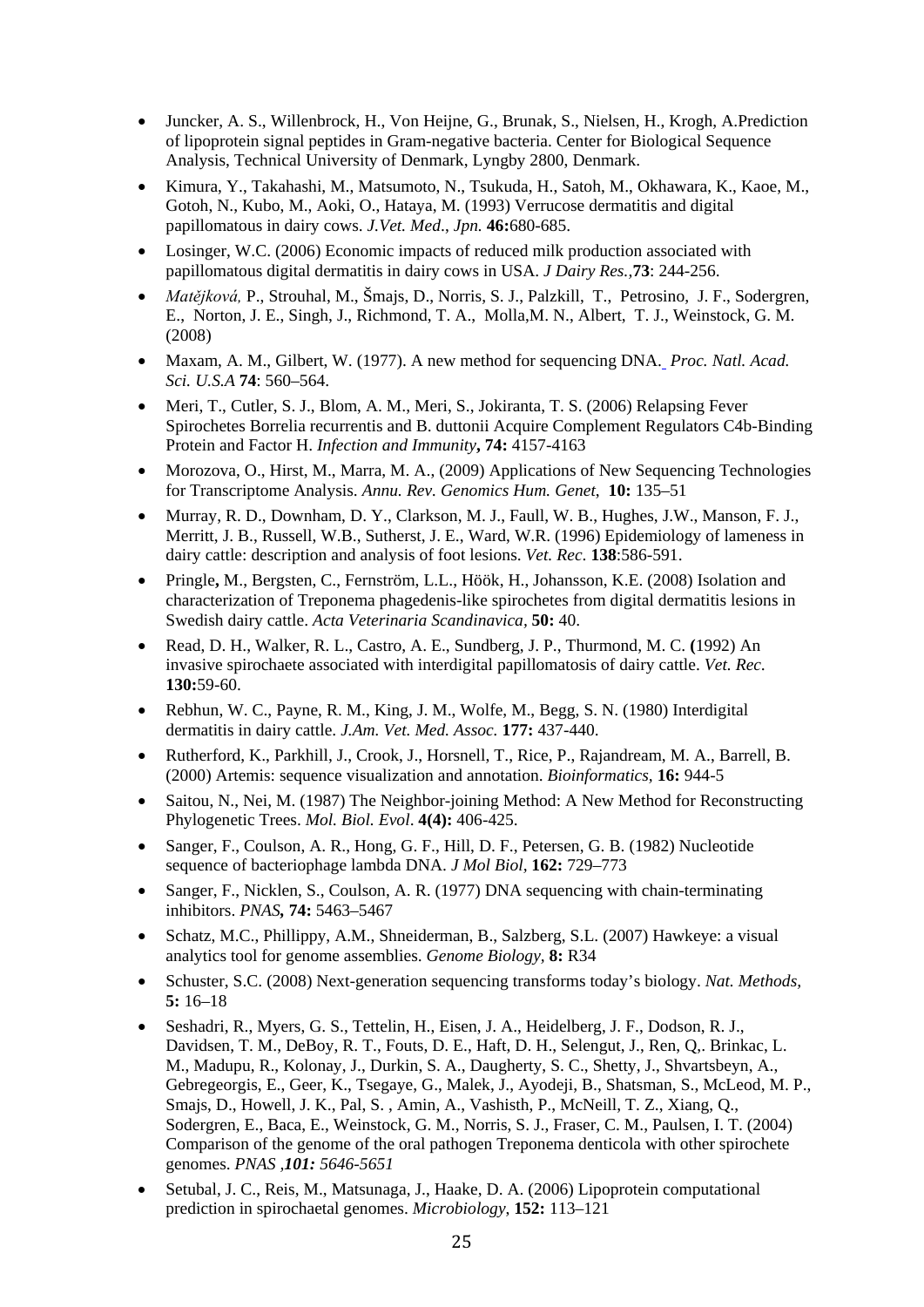- Juncker, A. S., Willenbrock, H., Von Heijne, G., Brunak, S., Nielsen, H., Krogh, A.Prediction of lipoprotein signal peptides in Gram-negative bacteria. Center for Biological Sequence Analysis, Technical University of Denmark, Lyngby 2800, Denmark.
- Kimura, Y., Takahashi, M., Matsumoto, N., Tsukuda, H., Satoh, M., Okhawara, K., Kaoe, M., Gotoh, N., Kubo, M., Aoki, O., Hataya, M. (1993) Verrucose dermatitis and digital papillomatous in dairy cows. *J.Vet. Med., Jpn.* **46:**680-685.
- Losinger, W.C. (2006) Economic impacts of reduced milk production associated with papillomatous digital dermatitis in dairy cows in USA. *J Dairy Res.,***73**: 244-256.
- *Matějková,* P., Strouhal, M., Šmajs, D., Norris, S. J., Palzkill, T., Petrosino, J. F., Sodergren, E., Norton, J. E., Singh, J., Richmond, T. A., Molla,M. N., Albert, T. J., Weinstock, G. M. (2008)
- Maxam, A. M., Gilbert, W. (1977). A new method for sequencing DNA. *Proc. Natl. Acad. Sci. U.S.A* **74**: 560–564.
- Meri, T., Cutler, S. J., Blom, A. M., Meri, S., Jokiranta, T. S. (2006) Relapsing Fever Spirochetes Borrelia recurrentis and B. duttonii Acquire Complement Regulators C4b-Binding Protein and Factor H. *Infection and Immunity***, 74:** 4157-4163
- Morozova, O., Hirst, M., Marra, M. A., (2009) Applications of New Sequencing Technologies for Transcriptome Analysis. *Annu. Rev. Genomics Hum. Genet,* **10:** 135–51
- Murray, R. D., Downham, D. Y., Clarkson, M. J., Faull, W. B., Hughes, J.W., Manson, F. J., Merritt, J. B., Russell, W.B., Sutherst, J. E., Ward, W.R. (1996) Epidemiology of lameness in dairy cattle: description and analysis of foot lesions. *Vet. Rec*. **138**:586-591.
- Pringle**,** M., Bergsten, C., Fernström, L.L., Höök, H., Johansson, K.E. (2008) Isolation and characterization of Treponema phagedenis-like spirochetes from digital dermatitis lesions in Swedish dairy cattle. *Acta Veterinaria Scandinavica,* **50:** 40.
- Read, D. H., Walker, R. L., Castro, A. E., Sundberg, J. P., Thurmond, M. C. **(**1992) An invasive spirochaete associated with interdigital papillomatosis of dairy cattle. *Vet. Rec*. **130:**59-60.
- Rebhun, W. C., Payne, R. M., King, J. M., Wolfe, M., Begg, S. N. (1980) Interdigital dermatitis in dairy cattle. *J.Am. Vet. Med. Assoc*. **177:** 437-440.
- Rutherford, K., Parkhill, J., Crook, J., Horsnell, T., Rice, P., Rajandream, M. A., Barrell, B. (2000) Artemis: sequence visualization and annotation. *Bioinformatics,* **16:** 944-5
- Saitou, N., Nei, M. (1987) The Neighbor-joining Method: A New Method for Reconstructing Phylogenetic Trees. *Mol. Biol. Evol*. **4(4):** 406-425.
- Sanger, F., Coulson, A. R., Hong, G. F., Hill, D. F., Petersen, G. B. (1982) Nucleotide sequence of bacteriophage lambda DNA. *J Mol Biol,* **162:** 729–773
- Sanger, F., Nicklen, S., Coulson, A. R. (1977) DNA sequencing with chain-terminating inhibitors. *PNAS***, 74:** 5463–5467
- Schatz, M.C., Phillippy, A.M., Shneiderman, B., Salzberg, S.L. (2007) Hawkeye: a visual analytics tool for genome assemblies. *Genome Biology,* **8:** R34
- Schuster, S.C. (2008) Next-generation sequencing transforms today's biology. *Nat. Methods,* **5:** 16–18
- Seshadri, R., Myers, G. S., Tettelin, H., Eisen, J. A., Heidelberg, J. F., Dodson, R. J., Davidsen, T. M., DeBoy, R. T., Fouts, D. E., Haft, D. H., Selengut, J., Ren, Q,. Brinkac, L. M., Madupu, R., Kolonay, J., Durkin, S. A., Daugherty, S. C., Shetty, J., Shvartsbeyn, A., Gebregeorgis, E., Geer, K., Tsegaye, G., Malek, J., Ayodeji, B., Shatsman, S., McLeod, M. P., Smajs, D., Howell, J. K., Pal, S. , Amin, A., Vashisth, P., McNeill, T. Z., Xiang, Q., Sodergren, E., Baca, E., Weinstock, G. M., Norris, S. J., Fraser, C. M., Paulsen, I. T. (2004) Comparison of the genome of the oral pathogen Treponema denticola with other spirochete genomes. *PNAS ,**101:** 5646-5651*
- Setubal, J. C., Reis, M., Matsunaga, J., Haake, D. A. (2006) Lipoprotein computational prediction in spirochaetal genomes. *Microbiology,* **152:** 113–121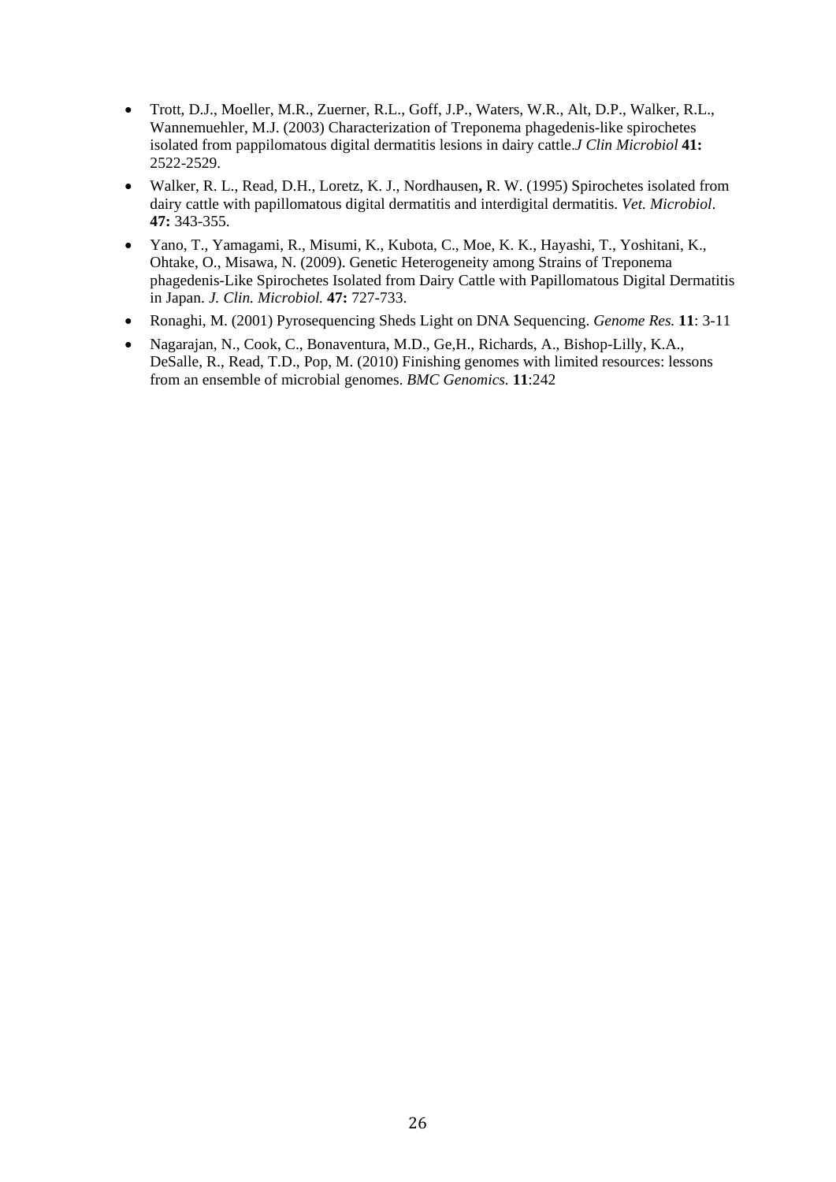- Trott, D.J., Moeller, M.R., Zuerner, R.L., Goff, J.P., Waters, W.R., Alt, D.P., Walker, R.L., Wannemuehler, M.J. (2003) Characterization of Treponema phagedenis-like spirochetes isolated from pappilomatous digital dermatitis lesions in dairy cattle.*J Clin Microbiol* **41:** 2522-2529.
- Walker, R. L., Read, D.H., Loretz, K. J., Nordhausen**,** R. W. (1995) Spirochetes isolated from dairy cattle with papillomatous digital dermatitis and interdigital dermatitis. *Vet. Microbiol*. **47:** 343-355.
- Yano, T., Yamagami, R., Misumi, K., Kubota, C., Moe, K. K., Hayashi, T., Yoshitani, K., Ohtake, O., Misawa, N. (2009). Genetic Heterogeneity among Strains of Treponema phagedenis-Like Spirochetes Isolated from Dairy Cattle with Papillomatous Digital Dermatitis in Japan. *J. Clin. Microbiol.* **47:** 727-733.
- Ronaghi, M. (2001) Pyrosequencing Sheds Light on DNA Sequencing. *Genome Res.* **11**: 3-11
- Nagarajan, N., Cook, C., Bonaventura, M.D., Ge,H., Richards, A., Bishop-Lilly, K.A., DeSalle, R., Read, T.D., Pop, M. (2010) Finishing genomes with limited resources: lessons from an ensemble of microbial genomes. *BMC Genomics.* **11**:242